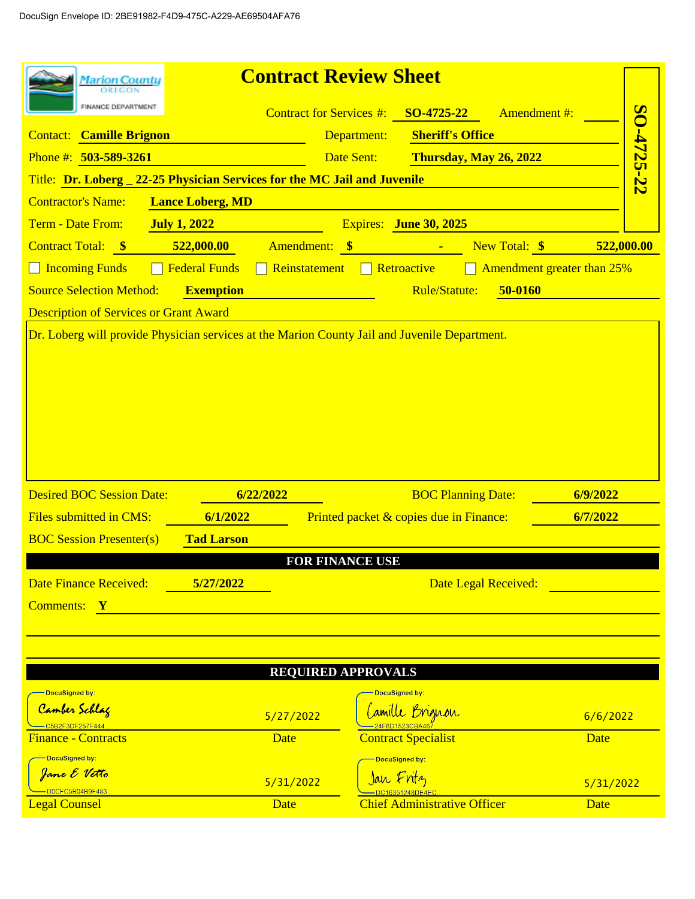DocuSign Envelope ID: 2BE91982-F4D9-475C-A229-AE69504AFA76

Marion County OREGON
FINANCE DEPARTMENT

# Contract Review Sheet

**SO-4725-22**

Contract for Services #: **SO-4725-22** Amendment #:

Contact: **Camille Brignon** Department: **Sheriff's Office**

Phone #: **503-589-3261** Date Sent: **Thursday, May 26, 2022**

Title: **Dr. Loberg _ 22-25 Physician Services for the MC Jail and Juvenile**

Contractor's Name: **Lance Loberg, MD**

Term - Date From: **July 1, 2022** Expires: **June 30, 2025**

Contract Total: **$ 522,000.00** Amendment: **$ -** New Total: **$ 522,000.00**

☐ Incoming Funds ☐ Federal Funds ☐ Reinstatement ☐ Retroactive ☐ Amendment greater than 25%

Source Selection Method: **Exemption** Rule/Statute: **50-0160**

Description of Services or Grant Award

Dr. Loberg will provide Physician services at the Marion County Jail and Juvenile Department.

Desired BOC Session Date: **6/22/2022** BOC Planning Date: **6/9/2022**

Files submitted in CMS: **6/1/2022** Printed packet & copies due in Finance: **6/7/2022**

BOC Session Presenter(s) **Tad Larson**

## FOR FINANCE USE

Date Finance Received: **5/27/2022** Date Legal Received:

Comments: **Y**

## REQUIRED APPROVALS

| | Date | | Date |
|---|---|---|---|
| DocuSigned by: Camber Schlag (C5B2F3DF257F444) | 5/27/2022 | DocuSigned by: Camille Brignon (24F6D1523CBA467) | 6/6/2022 |
| Finance - Contracts | | Contract Specialist | |
| DocuSigned by: Jane E Vetto (D0CFC5B04B9F483) | 5/31/2022 | DocuSigned by: Jan Fritz (DC16351248DE4EC) | 5/31/2022 |
| Legal Counsel | | Chief Administrative Officer | |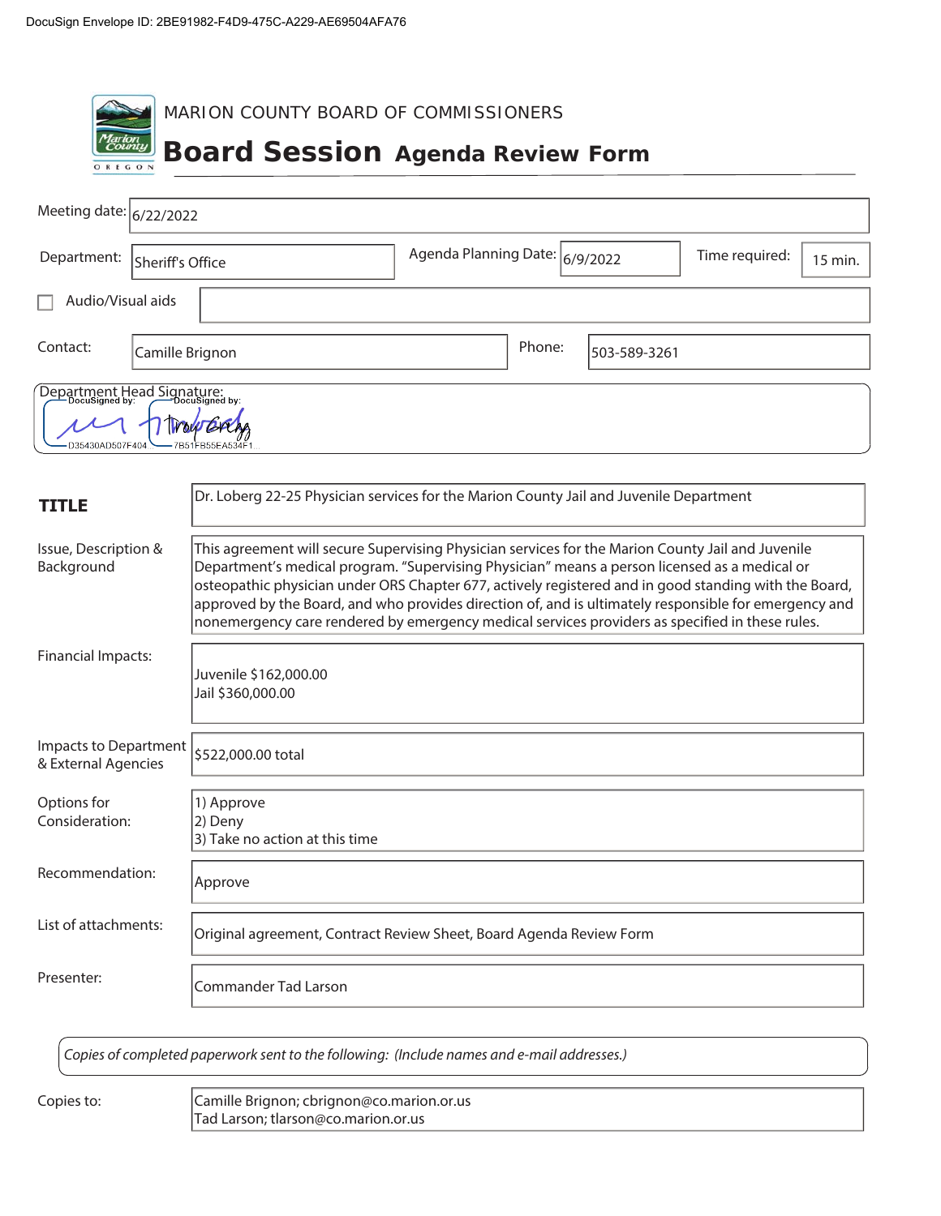DocuSign Envelope ID: 2BE91982-F4D9-475C-A229-AE69504AFA76

MARION COUNTY BOARD OF COMMISSIONERS

# Board Session Agenda Review Form

| | |
|---|---|
| Meeting date: | 6/22/2022 |
| Department: | Sheriff's Office |
| Agenda Planning Date: | 6/9/2022 |
| Time required: | 15 min. |
| ☐ Audio/Visual aids | |
| Contact: | Camille Brignon |
| Phone: | 503-589-3261 |

Department Head Signature:

DocuSigned by: D35430AD507F404

DocuSigned by: Troy Gregg 7B51FB55EA534F1

| | |
|---|---|
| **TITLE** | Dr. Loberg 22-25 Physician services for the Marion County Jail and Juvenile Department |
| Issue, Description & Background | This agreement will secure Supervising Physician services for the Marion County Jail and Juvenile Department's medical program. "Supervising Physician" means a person licensed as a medical or osteopathic physician under ORS Chapter 677, actively registered and in good standing with the Board, approved by the Board, and who provides direction of, and is ultimately responsible for emergency and nonemergency care rendered by emergency medical services providers as specified in these rules. |
| Financial Impacts: | Juvenile $162,000.00<br>Jail $360,000.00 |
| Impacts to Department & External Agencies | $522,000.00 total |
| Options for Consideration: | 1) Approve<br>2) Deny<br>3) Take no action at this time |
| Recommendation: | Approve |
| List of attachments: | Original agreement, Contract Review Sheet, Board Agenda Review Form |
| Presenter: | Commander Tad Larson |

*Copies of completed paperwork sent to the following: (Include names and e-mail addresses.)*

| | |
|---|---|
| Copies to: | Camille Brignon; cbrignon@co.marion.or.us<br>Tad Larson; tlarson@co.marion.or.us |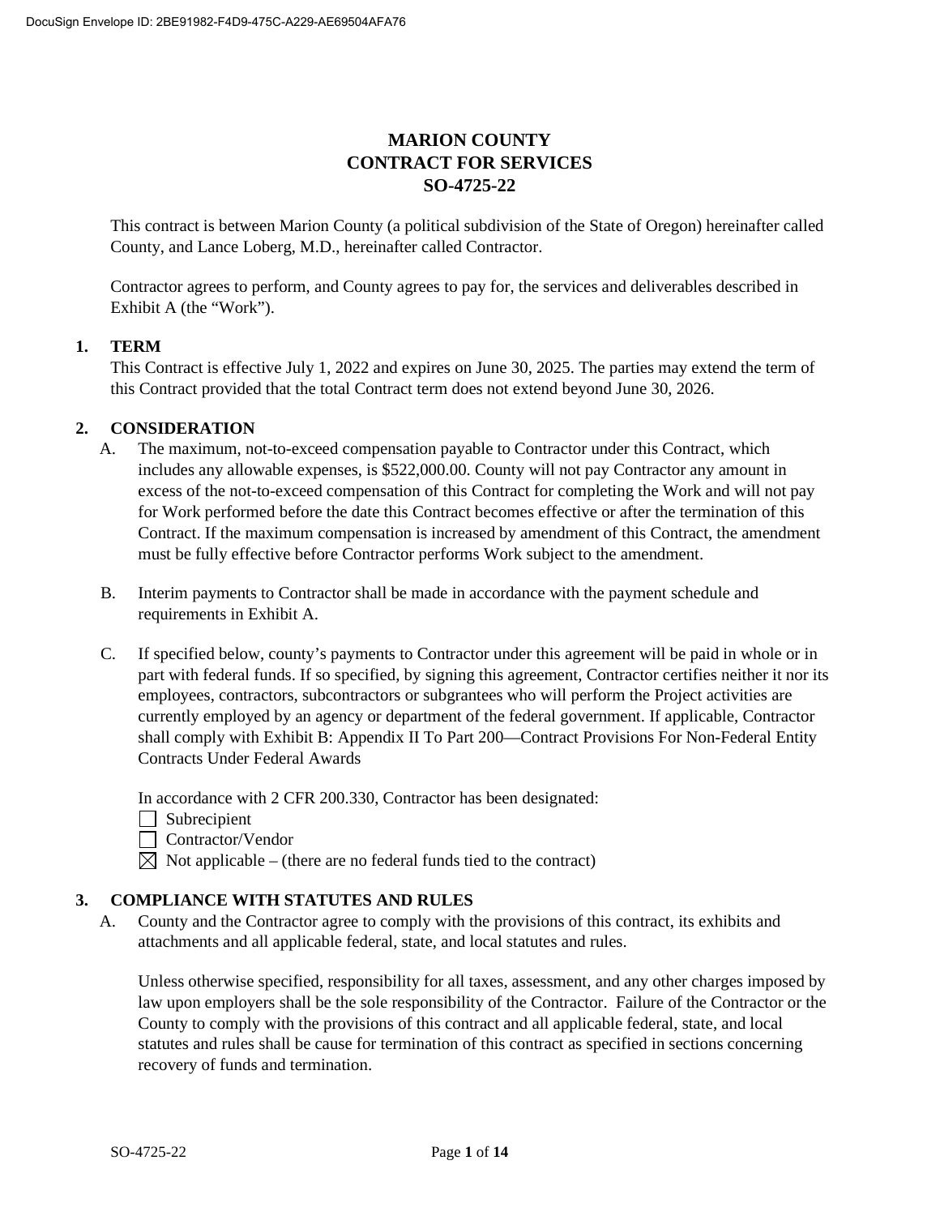# MARION COUNTY
# CONTRACT FOR SERVICES
# SO-4725-22

This contract is between Marion County (a political subdivision of the State of Oregon) hereinafter called County, and Lance Loberg, M.D., hereinafter called Contractor.

Contractor agrees to perform, and County agrees to pay for, the services and deliverables described in Exhibit A (the "Work").

## 1. TERM

This Contract is effective July 1, 2022 and expires on June 30, 2025. The parties may extend the term of this Contract provided that the total Contract term does not extend beyond June 30, 2026.

## 2. CONSIDERATION

A. The maximum, not-to-exceed compensation payable to Contractor under this Contract, which includes any allowable expenses, is $522,000.00. County will not pay Contractor any amount in excess of the not-to-exceed compensation of this Contract for completing the Work and will not pay for Work performed before the date this Contract becomes effective or after the termination of this Contract. If the maximum compensation is increased by amendment of this Contract, the amendment must be fully effective before Contractor performs Work subject to the amendment.

B. Interim payments to Contractor shall be made in accordance with the payment schedule and requirements in Exhibit A.

C. If specified below, county's payments to Contractor under this agreement will be paid in whole or in part with federal funds. If so specified, by signing this agreement, Contractor certifies neither it nor its employees, contractors, subcontractors or subgrantees who will perform the Project activities are currently employed by an agency or department of the federal government. If applicable, Contractor shall comply with Exhibit B: Appendix II To Part 200—Contract Provisions For Non-Federal Entity Contracts Under Federal Awards

In accordance with 2 CFR 200.330, Contractor has been designated:

- ☐ Subrecipient
- ☐ Contractor/Vendor
- ☒ Not applicable – (there are no federal funds tied to the contract)

## 3. COMPLIANCE WITH STATUTES AND RULES

A. County and the Contractor agree to comply with the provisions of this contract, its exhibits and attachments and all applicable federal, state, and local statutes and rules.

Unless otherwise specified, responsibility for all taxes, assessment, and any other charges imposed by law upon employers shall be the sole responsibility of the Contractor. Failure of the Contractor or the County to comply with the provisions of this contract and all applicable federal, state, and local statutes and rules shall be cause for termination of this contract as specified in sections concerning recovery of funds and termination.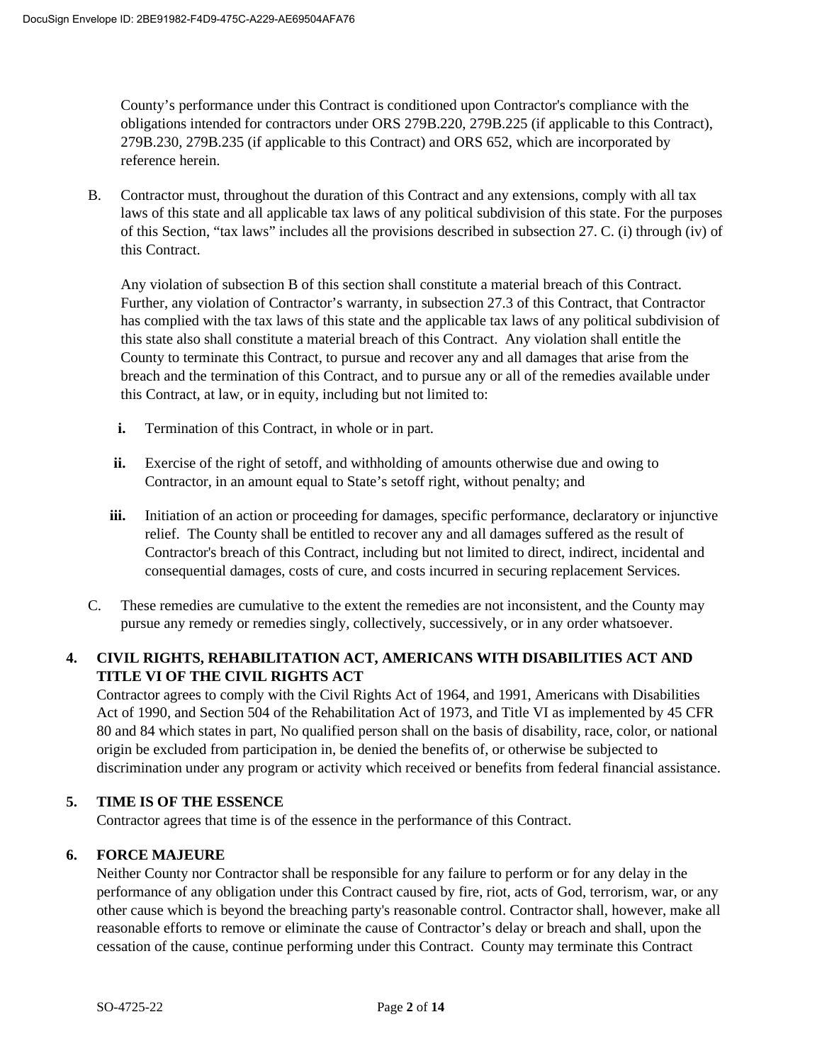County's performance under this Contract is conditioned upon Contractor's compliance with the obligations intended for contractors under ORS 279B.220, 279B.225 (if applicable to this Contract), 279B.230, 279B.235 (if applicable to this Contract) and ORS 652, which are incorporated by reference herein.

B. Contractor must, throughout the duration of this Contract and any extensions, comply with all tax laws of this state and all applicable tax laws of any political subdivision of this state. For the purposes of this Section, "tax laws" includes all the provisions described in subsection 27. C. (i) through (iv) of this Contract.

Any violation of subsection B of this section shall constitute a material breach of this Contract. Further, any violation of Contractor's warranty, in subsection 27.3 of this Contract, that Contractor has complied with the tax laws of this state and the applicable tax laws of any political subdivision of this state also shall constitute a material breach of this Contract. Any violation shall entitle the County to terminate this Contract, to pursue and recover any and all damages that arise from the breach and the termination of this Contract, and to pursue any or all of the remedies available under this Contract, at law, or in equity, including but not limited to:

**i.** Termination of this Contract, in whole or in part.

**ii.** Exercise of the right of setoff, and withholding of amounts otherwise due and owing to Contractor, in an amount equal to State's setoff right, without penalty; and

**iii.** Initiation of an action or proceeding for damages, specific performance, declaratory or injunctive relief. The County shall be entitled to recover any and all damages suffered as the result of Contractor's breach of this Contract, including but not limited to direct, indirect, incidental and consequential damages, costs of cure, and costs incurred in securing replacement Services.

C. These remedies are cumulative to the extent the remedies are not inconsistent, and the County may pursue any remedy or remedies singly, collectively, successively, or in any order whatsoever.

## 4. CIVIL RIGHTS, REHABILITATION ACT, AMERICANS WITH DISABILITIES ACT AND TITLE VI OF THE CIVIL RIGHTS ACT

Contractor agrees to comply with the Civil Rights Act of 1964, and 1991, Americans with Disabilities Act of 1990, and Section 504 of the Rehabilitation Act of 1973, and Title VI as implemented by 45 CFR 80 and 84 which states in part, No qualified person shall on the basis of disability, race, color, or national origin be excluded from participation in, be denied the benefits of, or otherwise be subjected to discrimination under any program or activity which received or benefits from federal financial assistance.

## 5. TIME IS OF THE ESSENCE

Contractor agrees that time is of the essence in the performance of this Contract.

## 6. FORCE MAJEURE

Neither County nor Contractor shall be responsible for any failure to perform or for any delay in the performance of any obligation under this Contract caused by fire, riot, acts of God, terrorism, war, or any other cause which is beyond the breaching party's reasonable control. Contractor shall, however, make all reasonable efforts to remove or eliminate the cause of Contractor's delay or breach and shall, upon the cessation of the cause, continue performing under this Contract. County may terminate this Contract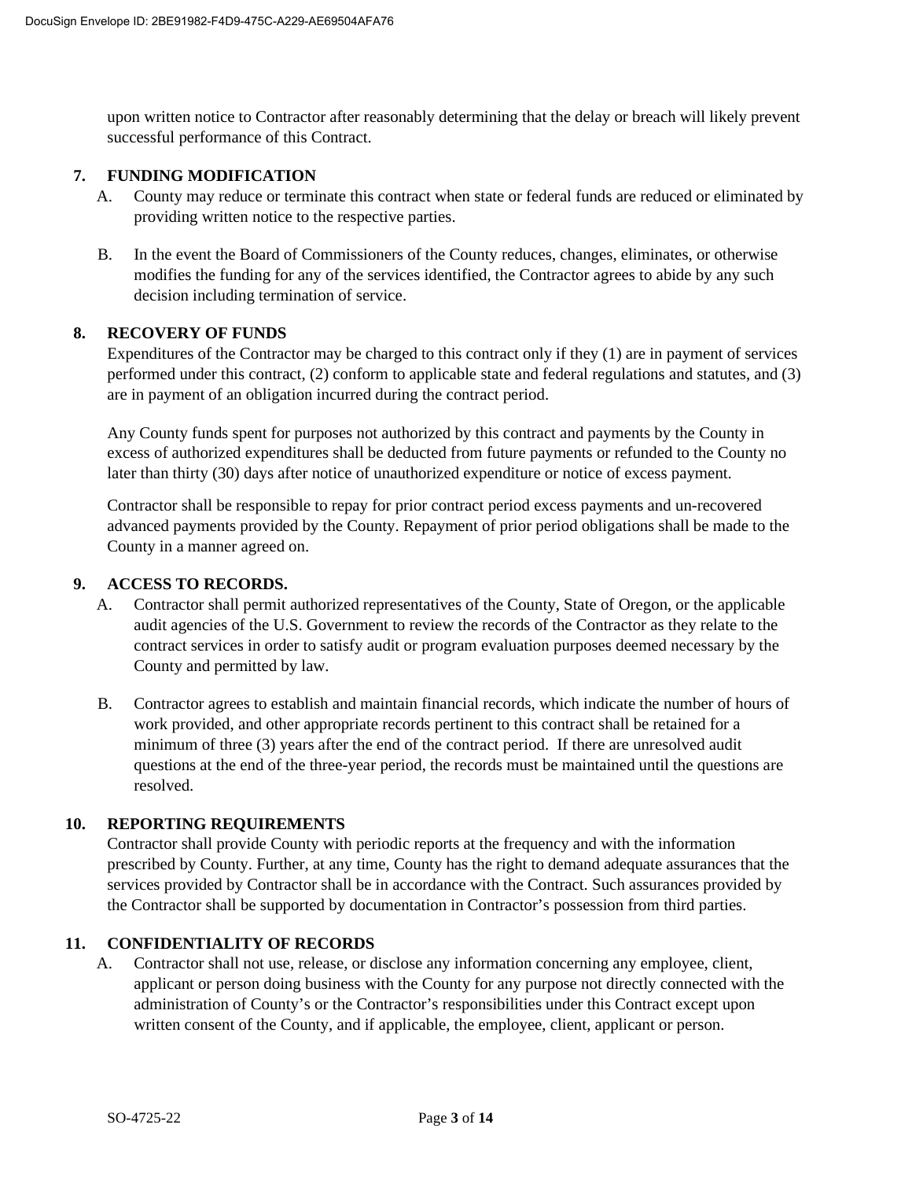upon written notice to Contractor after reasonably determining that the delay or breach will likely prevent successful performance of this Contract.

## 7. FUNDING MODIFICATION

A. County may reduce or terminate this contract when state or federal funds are reduced or eliminated by providing written notice to the respective parties.

B. In the event the Board of Commissioners of the County reduces, changes, eliminates, or otherwise modifies the funding for any of the services identified, the Contractor agrees to abide by any such decision including termination of service.

## 8. RECOVERY OF FUNDS

Expenditures of the Contractor may be charged to this contract only if they (1) are in payment of services performed under this contract, (2) conform to applicable state and federal regulations and statutes, and (3) are in payment of an obligation incurred during the contract period.

Any County funds spent for purposes not authorized by this contract and payments by the County in excess of authorized expenditures shall be deducted from future payments or refunded to the County no later than thirty (30) days after notice of unauthorized expenditure or notice of excess payment.

Contractor shall be responsible to repay for prior contract period excess payments and un-recovered advanced payments provided by the County. Repayment of prior period obligations shall be made to the County in a manner agreed on.

## 9. ACCESS TO RECORDS.

A. Contractor shall permit authorized representatives of the County, State of Oregon, or the applicable audit agencies of the U.S. Government to review the records of the Contractor as they relate to the contract services in order to satisfy audit or program evaluation purposes deemed necessary by the County and permitted by law.

B. Contractor agrees to establish and maintain financial records, which indicate the number of hours of work provided, and other appropriate records pertinent to this contract shall be retained for a minimum of three (3) years after the end of the contract period. If there are unresolved audit questions at the end of the three-year period, the records must be maintained until the questions are resolved.

## 10. REPORTING REQUIREMENTS

Contractor shall provide County with periodic reports at the frequency and with the information prescribed by County. Further, at any time, County has the right to demand adequate assurances that the services provided by Contractor shall be in accordance with the Contract. Such assurances provided by the Contractor shall be supported by documentation in Contractor's possession from third parties.

## 11. CONFIDENTIALITY OF RECORDS

A. Contractor shall not use, release, or disclose any information concerning any employee, client, applicant or person doing business with the County for any purpose not directly connected with the administration of County's or the Contractor's responsibilities under this Contract except upon written consent of the County, and if applicable, the employee, client, applicant or person.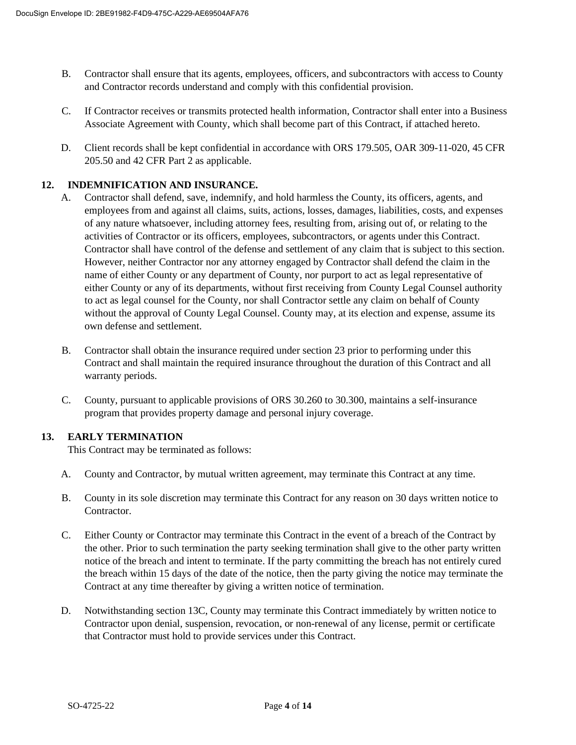B. Contractor shall ensure that its agents, employees, officers, and subcontractors with access to County and Contractor records understand and comply with this confidential provision.

C. If Contractor receives or transmits protected health information, Contractor shall enter into a Business Associate Agreement with County, which shall become part of this Contract, if attached hereto.

D. Client records shall be kept confidential in accordance with ORS 179.505, OAR 309-11-020, 45 CFR 205.50 and 42 CFR Part 2 as applicable.

## 12. INDEMNIFICATION AND INSURANCE.

A. Contractor shall defend, save, indemnify, and hold harmless the County, its officers, agents, and employees from and against all claims, suits, actions, losses, damages, liabilities, costs, and expenses of any nature whatsoever, including attorney fees, resulting from, arising out of, or relating to the activities of Contractor or its officers, employees, subcontractors, or agents under this Contract. Contractor shall have control of the defense and settlement of any claim that is subject to this section. However, neither Contractor nor any attorney engaged by Contractor shall defend the claim in the name of either County or any department of County, nor purport to act as legal representative of either County or any of its departments, without first receiving from County Legal Counsel authority to act as legal counsel for the County, nor shall Contractor settle any claim on behalf of County without the approval of County Legal Counsel. County may, at its election and expense, assume its own defense and settlement.

B. Contractor shall obtain the insurance required under section 23 prior to performing under this Contract and shall maintain the required insurance throughout the duration of this Contract and all warranty periods.

C. County, pursuant to applicable provisions of ORS 30.260 to 30.300, maintains a self-insurance program that provides property damage and personal injury coverage.

## 13. EARLY TERMINATION

This Contract may be terminated as follows:

A. County and Contractor, by mutual written agreement, may terminate this Contract at any time.

B. County in its sole discretion may terminate this Contract for any reason on 30 days written notice to Contractor.

C. Either County or Contractor may terminate this Contract in the event of a breach of the Contract by the other. Prior to such termination the party seeking termination shall give to the other party written notice of the breach and intent to terminate. If the party committing the breach has not entirely cured the breach within 15 days of the date of the notice, then the party giving the notice may terminate the Contract at any time thereafter by giving a written notice of termination.

D. Notwithstanding section 13C, County may terminate this Contract immediately by written notice to Contractor upon denial, suspension, revocation, or non-renewal of any license, permit or certificate that Contractor must hold to provide services under this Contract.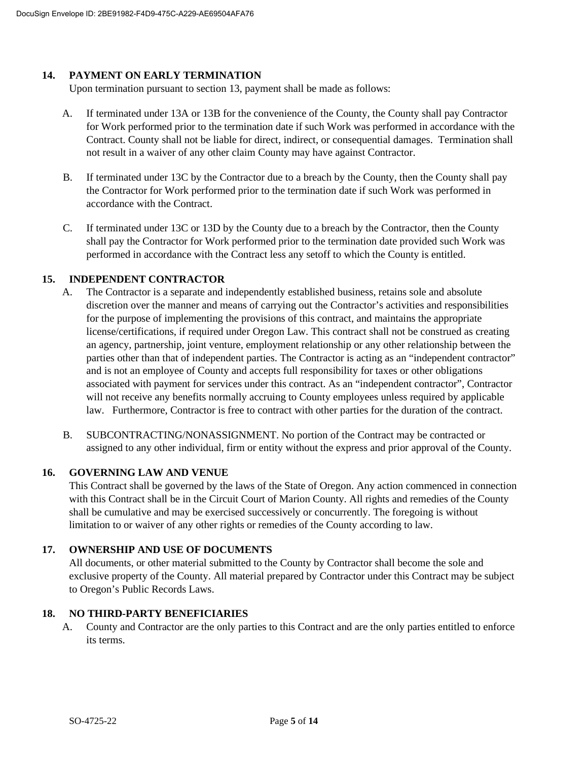## 14. PAYMENT ON EARLY TERMINATION

Upon termination pursuant to section 13, payment shall be made as follows:

A. If terminated under 13A or 13B for the convenience of the County, the County shall pay Contractor for Work performed prior to the termination date if such Work was performed in accordance with the Contract. County shall not be liable for direct, indirect, or consequential damages. Termination shall not result in a waiver of any other claim County may have against Contractor.

B. If terminated under 13C by the Contractor due to a breach by the County, then the County shall pay the Contractor for Work performed prior to the termination date if such Work was performed in accordance with the Contract.

C. If terminated under 13C or 13D by the County due to a breach by the Contractor, then the County shall pay the Contractor for Work performed prior to the termination date provided such Work was performed in accordance with the Contract less any setoff to which the County is entitled.

## 15. INDEPENDENT CONTRACTOR

A. The Contractor is a separate and independently established business, retains sole and absolute discretion over the manner and means of carrying out the Contractor's activities and responsibilities for the purpose of implementing the provisions of this contract, and maintains the appropriate license/certifications, if required under Oregon Law. This contract shall not be construed as creating an agency, partnership, joint venture, employment relationship or any other relationship between the parties other than that of independent parties. The Contractor is acting as an "independent contractor" and is not an employee of County and accepts full responsibility for taxes or other obligations associated with payment for services under this contract. As an "independent contractor", Contractor will not receive any benefits normally accruing to County employees unless required by applicable law. Furthermore, Contractor is free to contract with other parties for the duration of the contract.

B. SUBCONTRACTING/NONASSIGNMENT. No portion of the Contract may be contracted or assigned to any other individual, firm or entity without the express and prior approval of the County.

## 16. GOVERNING LAW AND VENUE

This Contract shall be governed by the laws of the State of Oregon. Any action commenced in connection with this Contract shall be in the Circuit Court of Marion County. All rights and remedies of the County shall be cumulative and may be exercised successively or concurrently. The foregoing is without limitation to or waiver of any other rights or remedies of the County according to law.

## 17. OWNERSHIP AND USE OF DOCUMENTS

All documents, or other material submitted to the County by Contractor shall become the sole and exclusive property of the County. All material prepared by Contractor under this Contract may be subject to Oregon's Public Records Laws.

## 18. NO THIRD-PARTY BENEFICIARIES

A. County and Contractor are the only parties to this Contract and are the only parties entitled to enforce its terms.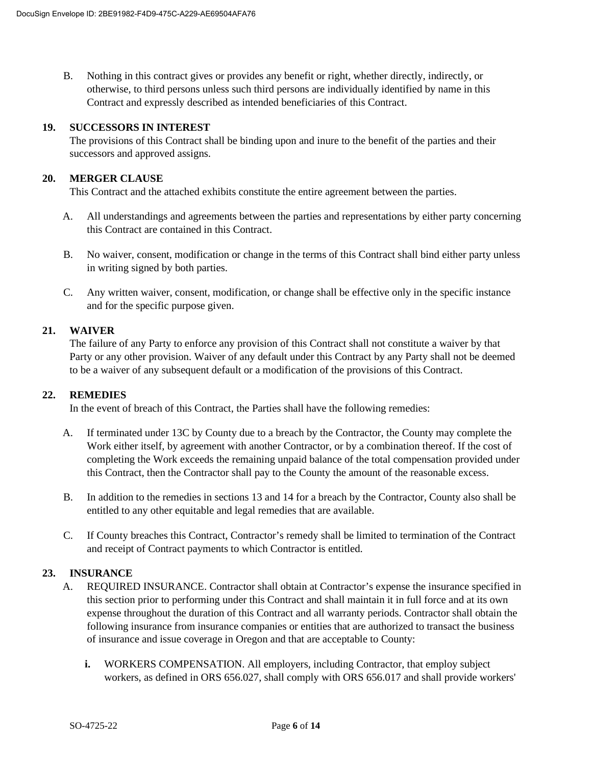B. Nothing in this contract gives or provides any benefit or right, whether directly, indirectly, or otherwise, to third persons unless such third persons are individually identified by name in this Contract and expressly described as intended beneficiaries of this Contract.

## 19. SUCCESSORS IN INTEREST

The provisions of this Contract shall be binding upon and inure to the benefit of the parties and their successors and approved assigns.

## 20. MERGER CLAUSE

This Contract and the attached exhibits constitute the entire agreement between the parties.

A. All understandings and agreements between the parties and representations by either party concerning this Contract are contained in this Contract.

B. No waiver, consent, modification or change in the terms of this Contract shall bind either party unless in writing signed by both parties.

C. Any written waiver, consent, modification, or change shall be effective only in the specific instance and for the specific purpose given.

## 21. WAIVER

The failure of any Party to enforce any provision of this Contract shall not constitute a waiver by that Party or any other provision. Waiver of any default under this Contract by any Party shall not be deemed to be a waiver of any subsequent default or a modification of the provisions of this Contract.

## 22. REMEDIES

In the event of breach of this Contract, the Parties shall have the following remedies:

A. If terminated under 13C by County due to a breach by the Contractor, the County may complete the Work either itself, by agreement with another Contractor, or by a combination thereof. If the cost of completing the Work exceeds the remaining unpaid balance of the total compensation provided under this Contract, then the Contractor shall pay to the County the amount of the reasonable excess.

B. In addition to the remedies in sections 13 and 14 for a breach by the Contractor, County also shall be entitled to any other equitable and legal remedies that are available.

C. If County breaches this Contract, Contractor's remedy shall be limited to termination of the Contract and receipt of Contract payments to which Contractor is entitled.

## 23. INSURANCE

A. REQUIRED INSURANCE. Contractor shall obtain at Contractor's expense the insurance specified in this section prior to performing under this Contract and shall maintain it in full force and at its own expense throughout the duration of this Contract and all warranty periods. Contractor shall obtain the following insurance from insurance companies or entities that are authorized to transact the business of insurance and issue coverage in Oregon and that are acceptable to County:

**i.** WORKERS COMPENSATION. All employers, including Contractor, that employ subject workers, as defined in ORS 656.027, shall comply with ORS 656.017 and shall provide workers'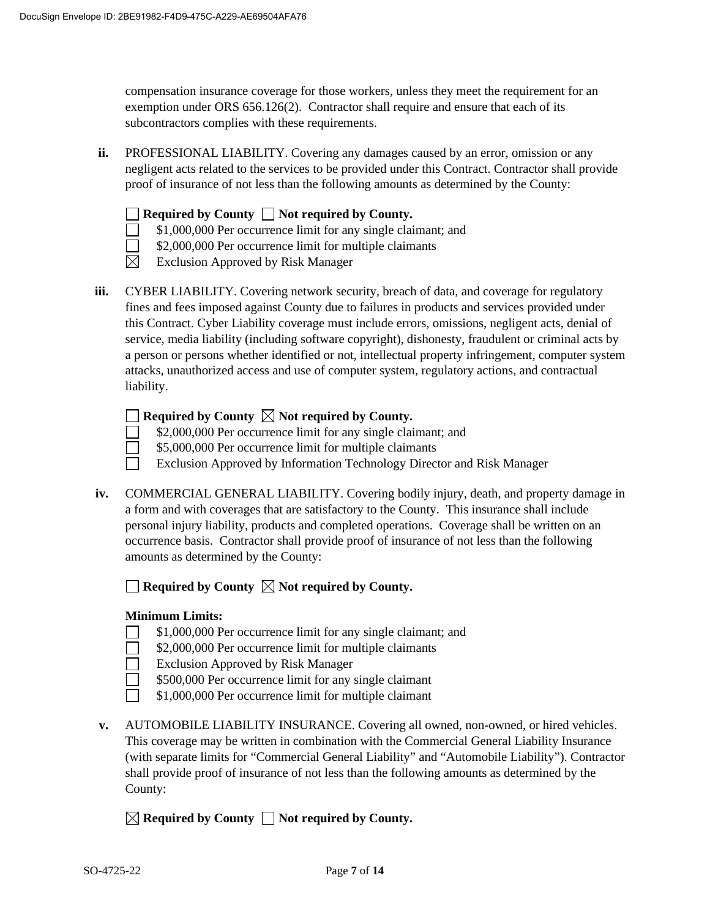compensation insurance coverage for those workers, unless they meet the requirement for an exemption under ORS 656.126(2). Contractor shall require and ensure that each of its subcontractors complies with these requirements.

**ii.** PROFESSIONAL LIABILITY. Covering any damages caused by an error, omission or any negligent acts related to the services to be provided under this Contract. Contractor shall provide proof of insurance of not less than the following amounts as determined by the County:

☐ **Required by County** ☐ **Not required by County.**

☐ $1,000,000 Per occurrence limit for any single claimant; and

☐ $2,000,000 Per occurrence limit for multiple claimants

☒ Exclusion Approved by Risk Manager

**iii.** CYBER LIABILITY. Covering network security, breach of data, and coverage for regulatory fines and fees imposed against County due to failures in products and services provided under this Contract. Cyber Liability coverage must include errors, omissions, negligent acts, denial of service, media liability (including software copyright), dishonesty, fraudulent or criminal acts by a person or persons whether identified or not, intellectual property infringement, computer system attacks, unauthorized access and use of computer system, regulatory actions, and contractual liability.

☐ **Required by County** ☒ **Not required by County.**

☐ $2,000,000 Per occurrence limit for any single claimant; and

☐ $5,000,000 Per occurrence limit for multiple claimants

☐ Exclusion Approved by Information Technology Director and Risk Manager

**iv.** COMMERCIAL GENERAL LIABILITY. Covering bodily injury, death, and property damage in a form and with coverages that are satisfactory to the County. This insurance shall include personal injury liability, products and completed operations. Coverage shall be written on an occurrence basis. Contractor shall provide proof of insurance of not less than the following amounts as determined by the County:

☐ **Required by County** ☒ **Not required by County.**

**Minimum Limits:**

☐ $1,000,000 Per occurrence limit for any single claimant; and

☐ $2,000,000 Per occurrence limit for multiple claimants

☐ Exclusion Approved by Risk Manager

☐ $500,000 Per occurrence limit for any single claimant

☐ $1,000,000 Per occurrence limit for multiple claimant

**v.** AUTOMOBILE LIABILITY INSURANCE. Covering all owned, non-owned, or hired vehicles. This coverage may be written in combination with the Commercial General Liability Insurance (with separate limits for "Commercial General Liability" and "Automobile Liability"). Contractor shall provide proof of insurance of not less than the following amounts as determined by the County:

☒ **Required by County** ☐ **Not required by County.**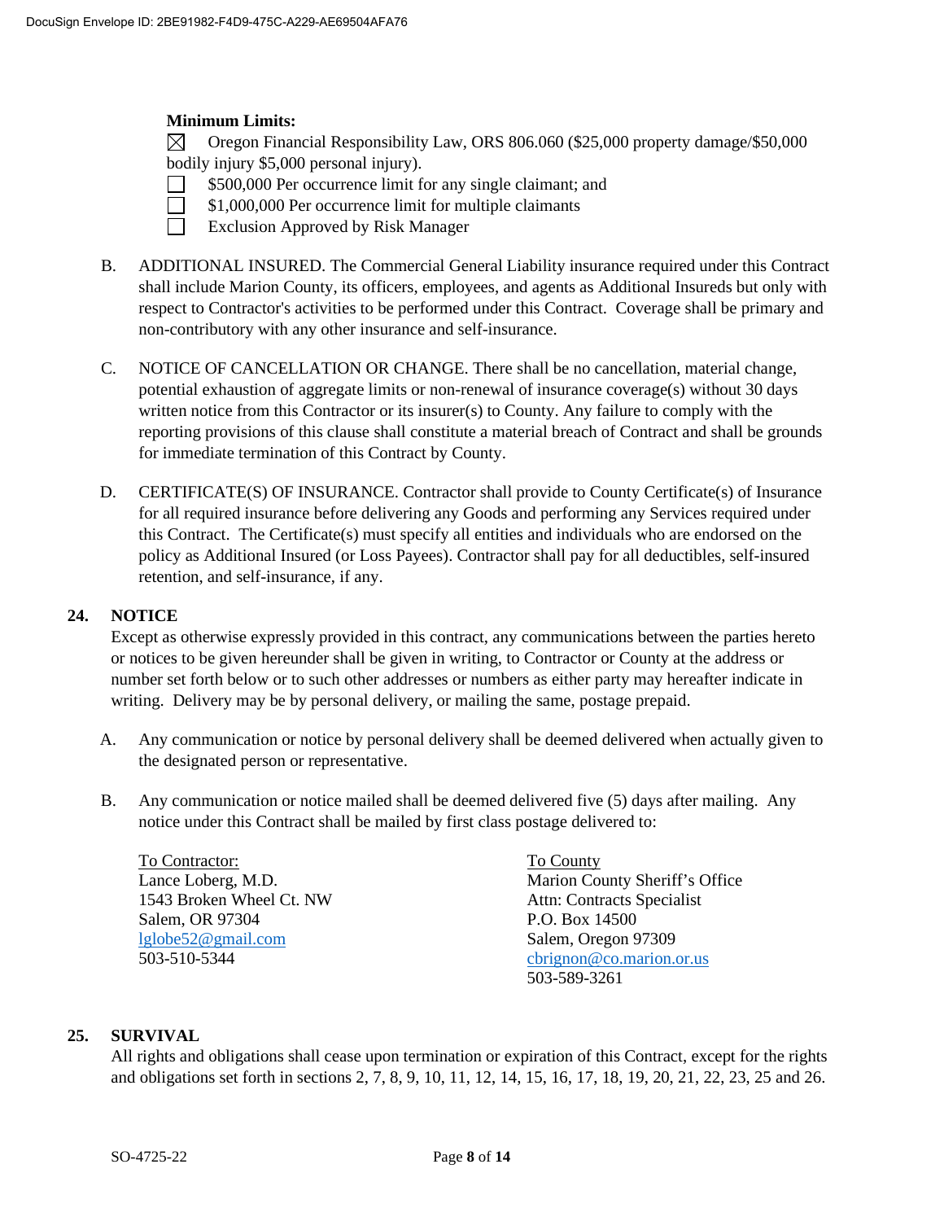**Minimum Limits:**

☒ Oregon Financial Responsibility Law, ORS 806.060 ($25,000 property damage/$50,000 bodily injury $5,000 personal injury).
☐ $500,000 Per occurrence limit for any single claimant; and
☐ $1,000,000 Per occurrence limit for multiple claimants
☐ Exclusion Approved by Risk Manager

B. ADDITIONAL INSURED. The Commercial General Liability insurance required under this Contract shall include Marion County, its officers, employees, and agents as Additional Insureds but only with respect to Contractor's activities to be performed under this Contract. Coverage shall be primary and non-contributory with any other insurance and self-insurance.

C. NOTICE OF CANCELLATION OR CHANGE. There shall be no cancellation, material change, potential exhaustion of aggregate limits or non-renewal of insurance coverage(s) without 30 days written notice from this Contractor or its insurer(s) to County. Any failure to comply with the reporting provisions of this clause shall constitute a material breach of Contract and shall be grounds for immediate termination of this Contract by County.

D. CERTIFICATE(S) OF INSURANCE. Contractor shall provide to County Certificate(s) of Insurance for all required insurance before delivering any Goods and performing any Services required under this Contract. The Certificate(s) must specify all entities and individuals who are endorsed on the policy as Additional Insured (or Loss Payees). Contractor shall pay for all deductibles, self-insured retention, and self-insurance, if any.

## 24. NOTICE

Except as otherwise expressly provided in this contract, any communications between the parties hereto or notices to be given hereunder shall be given in writing, to Contractor or County at the address or number set forth below or to such other addresses or numbers as either party may hereafter indicate in writing. Delivery may be by personal delivery, or mailing the same, postage prepaid.

A. Any communication or notice by personal delivery shall be deemed delivered when actually given to the designated person or representative.

B. Any communication or notice mailed shall be deemed delivered five (5) days after mailing. Any notice under this Contract shall be mailed by first class postage delivered to:

To Contractor:
Lance Loberg, M.D.
1543 Broken Wheel Ct. NW
Salem, OR 97304
lglobe52@gmail.com
503-510-5344

To County
Marion County Sheriff's Office
Attn: Contracts Specialist
P.O. Box 14500
Salem, Oregon 97309
cbrignon@co.marion.or.us
503-589-3261

## 25. SURVIVAL

All rights and obligations shall cease upon termination or expiration of this Contract, except for the rights and obligations set forth in sections 2, 7, 8, 9, 10, 11, 12, 14, 15, 16, 17, 18, 19, 20, 21, 22, 23, 25 and 26.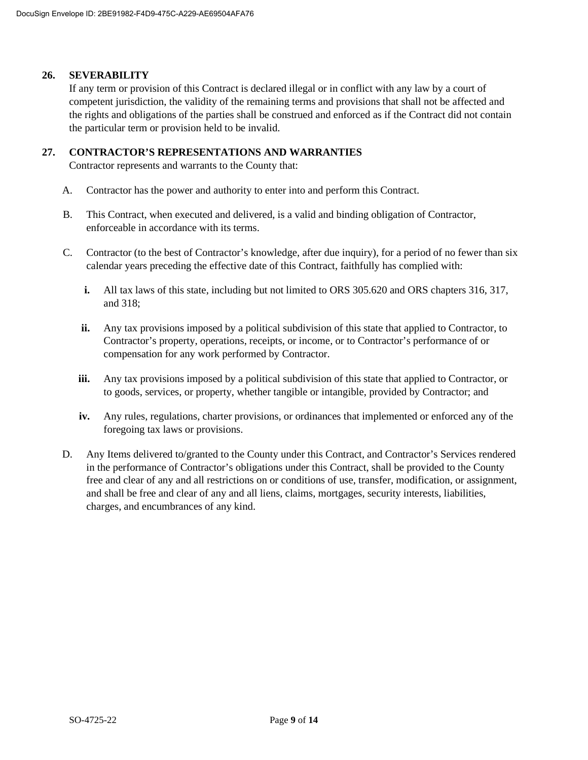## 26. SEVERABILITY

If any term or provision of this Contract is declared illegal or in conflict with any law by a court of competent jurisdiction, the validity of the remaining terms and provisions that shall not be affected and the rights and obligations of the parties shall be construed and enforced as if the Contract did not contain the particular term or provision held to be invalid.

## 27. CONTRACTOR'S REPRESENTATIONS AND WARRANTIES

Contractor represents and warrants to the County that:

A. Contractor has the power and authority to enter into and perform this Contract.

B. This Contract, when executed and delivered, is a valid and binding obligation of Contractor, enforceable in accordance with its terms.

C. Contractor (to the best of Contractor's knowledge, after due inquiry), for a period of no fewer than six calendar years preceding the effective date of this Contract, faithfully has complied with:

   **i.** All tax laws of this state, including but not limited to ORS 305.620 and ORS chapters 316, 317, and 318;

   **ii.** Any tax provisions imposed by a political subdivision of this state that applied to Contractor, to Contractor's property, operations, receipts, or income, or to Contractor's performance of or compensation for any work performed by Contractor.

   **iii.** Any tax provisions imposed by a political subdivision of this state that applied to Contractor, or to goods, services, or property, whether tangible or intangible, provided by Contractor; and

   **iv.** Any rules, regulations, charter provisions, or ordinances that implemented or enforced any of the foregoing tax laws or provisions.

D. Any Items delivered to/granted to the County under this Contract, and Contractor's Services rendered in the performance of Contractor's obligations under this Contract, shall be provided to the County free and clear of any and all restrictions on or conditions of use, transfer, modification, or assignment, and shall be free and clear of any and all liens, claims, mortgages, security interests, liabilities, charges, and encumbrances of any kind.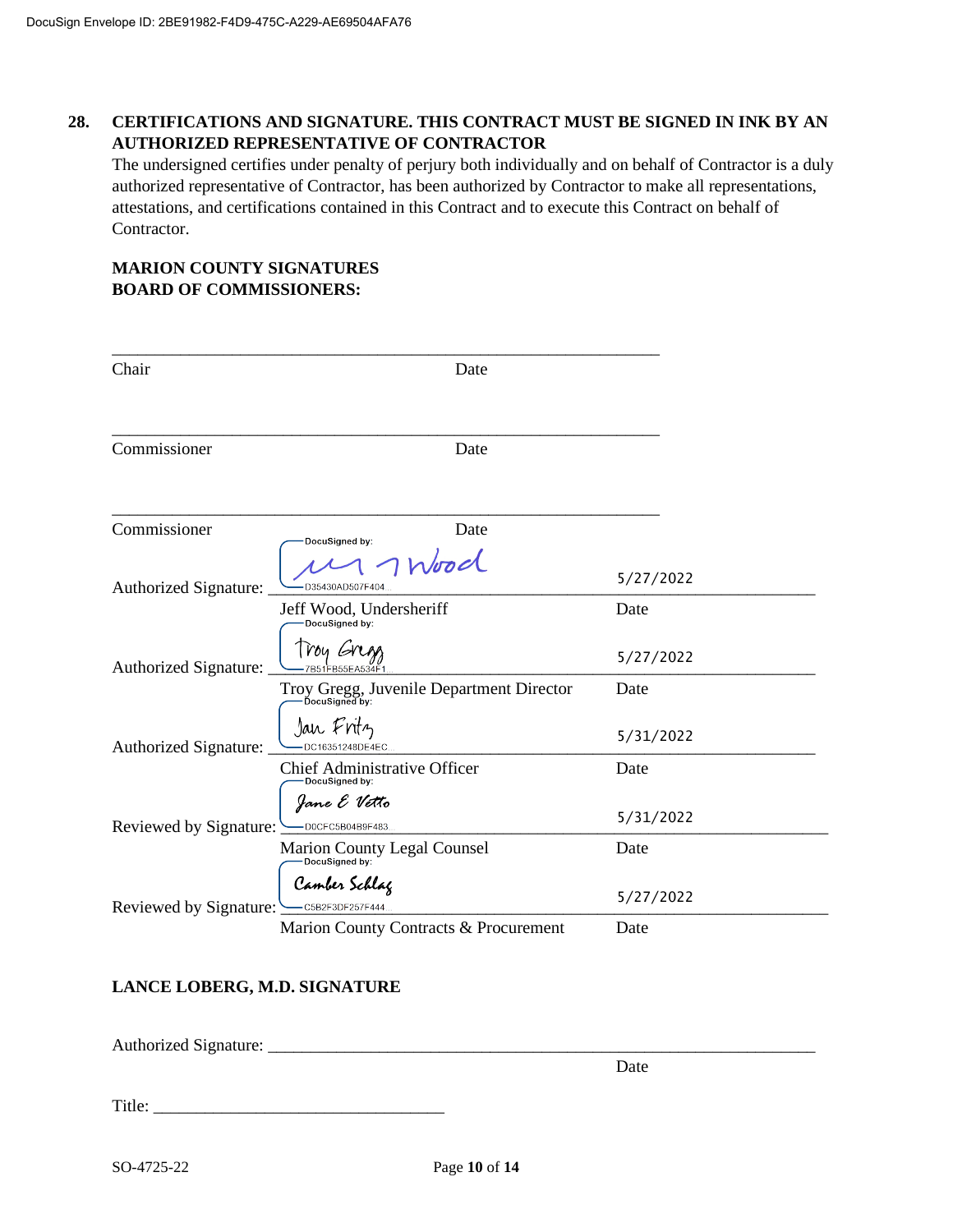**28. CERTIFICATIONS AND SIGNATURE. THIS CONTRACT MUST BE SIGNED IN INK BY AN AUTHORIZED REPRESENTATIVE OF CONTRACTOR**

The undersigned certifies under penalty of perjury both individually and on behalf of Contractor is a duly authorized representative of Contractor, has been authorized by Contractor to make all representations, attestations, and certifications contained in this Contract and to execute this Contract on behalf of Contractor.

**MARION COUNTY SIGNATURES**
**BOARD OF COMMISSIONERS:**

_______________________________________________
Chair Date

_______________________________________________
Commissioner Date

_______________________________________________
Commissioner Date

Authorized Signature: DocuSigned by: Jeff Wood D35430AD507F404... 5/27/2022
Jeff Wood, Undersheriff Date

Authorized Signature: DocuSigned by: Troy Gregg 7B51FB55EA534F1... 5/27/2022
Troy Gregg, Juvenile Department Director Date

Authorized Signature: DocuSigned by: Jan Fritz DC16351248DE4EC... 5/31/2022
Chief Administrative Officer Date

Reviewed by Signature: DocuSigned by: Jane E Vetto D0CFC5B04B9F483... 5/31/2022
Marion County Legal Counsel Date

Reviewed by Signature: DocuSigned by: Camber Schlag C5B2F3DF257F444... 5/27/2022
Marion County Contracts & Procurement Date

**LANCE LOBERG, M.D. SIGNATURE**

Authorized Signature: _______________________________________________
Date

Title: ______________________________

SO-4725-22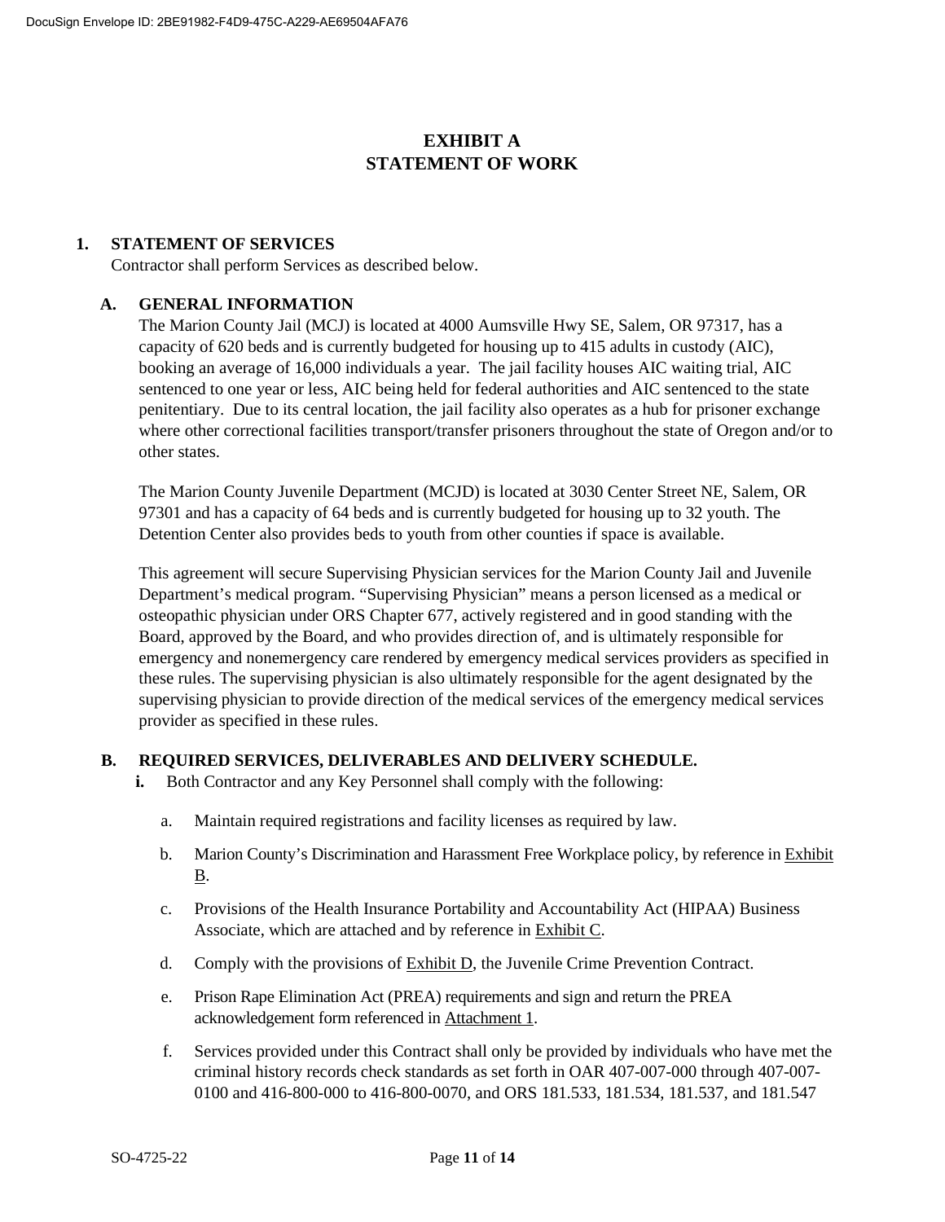# EXHIBIT A
# STATEMENT OF WORK

## 1. STATEMENT OF SERVICES

Contractor shall perform Services as described below.

### A. GENERAL INFORMATION

The Marion County Jail (MCJ) is located at 4000 Aumsville Hwy SE, Salem, OR 97317, has a capacity of 620 beds and is currently budgeted for housing up to 415 adults in custody (AIC), booking an average of 16,000 individuals a year. The jail facility houses AIC waiting trial, AIC sentenced to one year or less, AIC being held for federal authorities and AIC sentenced to the state penitentiary. Due to its central location, the jail facility also operates as a hub for prisoner exchange where other correctional facilities transport/transfer prisoners throughout the state of Oregon and/or to other states.

The Marion County Juvenile Department (MCJD) is located at 3030 Center Street NE, Salem, OR 97301 and has a capacity of 64 beds and is currently budgeted for housing up to 32 youth. The Detention Center also provides beds to youth from other counties if space is available.

This agreement will secure Supervising Physician services for the Marion County Jail and Juvenile Department's medical program. "Supervising Physician" means a person licensed as a medical or osteopathic physician under ORS Chapter 677, actively registered and in good standing with the Board, approved by the Board, and who provides direction of, and is ultimately responsible for emergency and nonemergency care rendered by emergency medical services providers as specified in these rules. The supervising physician is also ultimately responsible for the agent designated by the supervising physician to provide direction of the medical services of the emergency medical services provider as specified in these rules.

### B. REQUIRED SERVICES, DELIVERABLES AND DELIVERY SCHEDULE.

**i.** Both Contractor and any Key Personnel shall comply with the following:

a. Maintain required registrations and facility licenses as required by law.

b. Marion County's Discrimination and Harassment Free Workplace policy, by reference in Exhibit B.

c. Provisions of the Health Insurance Portability and Accountability Act (HIPAA) Business Associate, which are attached and by reference in Exhibit C.

d. Comply with the provisions of Exhibit D, the Juvenile Crime Prevention Contract.

e. Prison Rape Elimination Act (PREA) requirements and sign and return the PREA acknowledgement form referenced in Attachment 1.

f. Services provided under this Contract shall only be provided by individuals who have met the criminal history records check standards as set forth in OAR 407-007-000 through 407-007-0100 and 416-800-000 to 416-800-0070, and ORS 181.533, 181.534, 181.537, and 181.547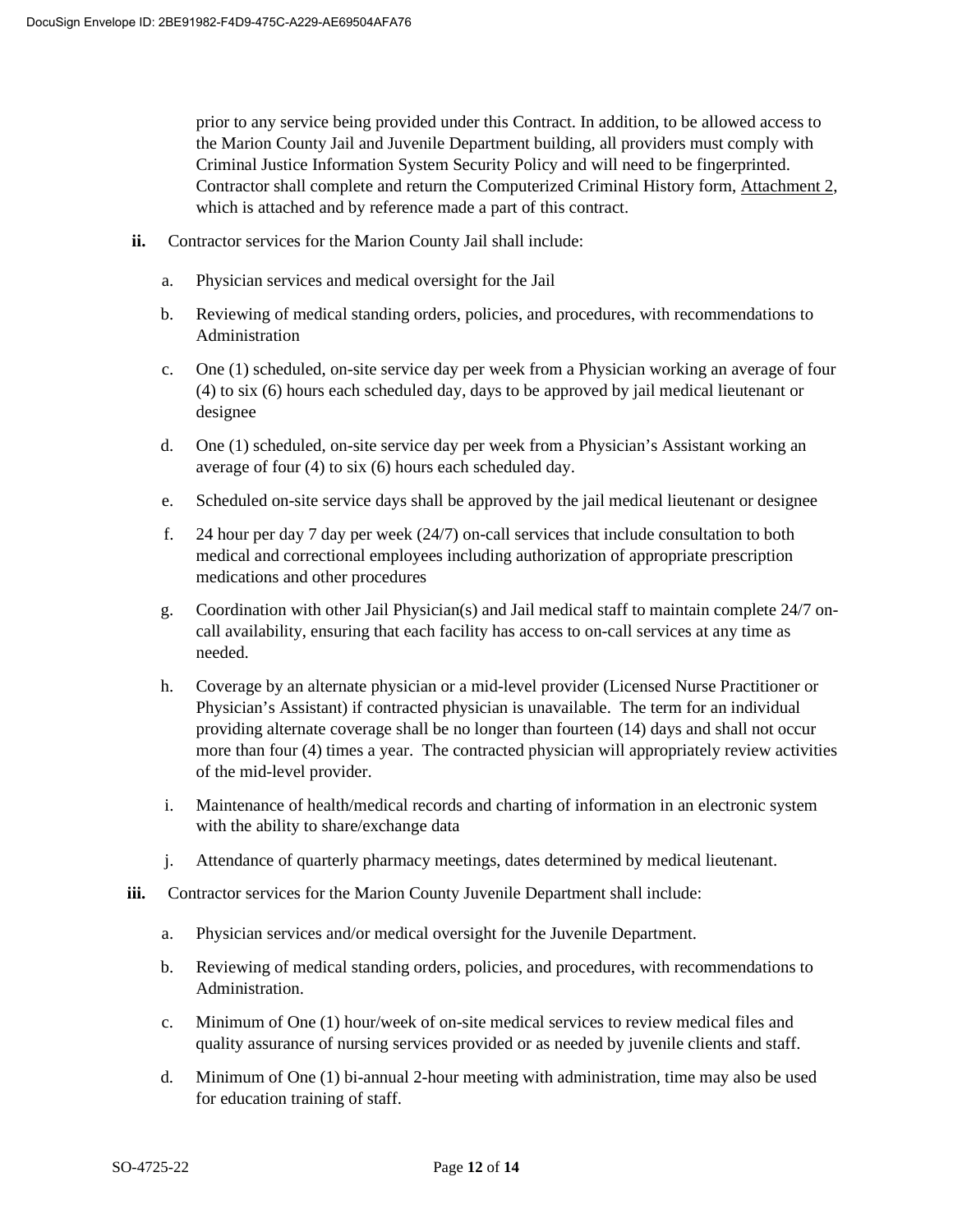prior to any service being provided under this Contract. In addition, to be allowed access to the Marion County Jail and Juvenile Department building, all providers must comply with Criminal Justice Information System Security Policy and will need to be fingerprinted. Contractor shall complete and return the Computerized Criminal History form, Attachment 2, which is attached and by reference made a part of this contract.

**ii.** Contractor services for the Marion County Jail shall include:

a. Physician services and medical oversight for the Jail

b. Reviewing of medical standing orders, policies, and procedures, with recommendations to Administration

c. One (1) scheduled, on-site service day per week from a Physician working an average of four (4) to six (6) hours each scheduled day, days to be approved by jail medical lieutenant or designee

d. One (1) scheduled, on-site service day per week from a Physician's Assistant working an average of four (4) to six (6) hours each scheduled day.

e. Scheduled on-site service days shall be approved by the jail medical lieutenant or designee

f. 24 hour per day 7 day per week (24/7) on-call services that include consultation to both medical and correctional employees including authorization of appropriate prescription medications and other procedures

g. Coordination with other Jail Physician(s) and Jail medical staff to maintain complete 24/7 on-call availability, ensuring that each facility has access to on-call services at any time as needed.

h. Coverage by an alternate physician or a mid-level provider (Licensed Nurse Practitioner or Physician's Assistant) if contracted physician is unavailable. The term for an individual providing alternate coverage shall be no longer than fourteen (14) days and shall not occur more than four (4) times a year. The contracted physician will appropriately review activities of the mid-level provider.

i. Maintenance of health/medical records and charting of information in an electronic system with the ability to share/exchange data

j. Attendance of quarterly pharmacy meetings, dates determined by medical lieutenant.

**iii.** Contractor services for the Marion County Juvenile Department shall include:

a. Physician services and/or medical oversight for the Juvenile Department.

b. Reviewing of medical standing orders, policies, and procedures, with recommendations to Administration.

c. Minimum of One (1) hour/week of on-site medical services to review medical files and quality assurance of nursing services provided or as needed by juvenile clients and staff.

d. Minimum of One (1) bi-annual 2-hour meeting with administration, time may also be used for education training of staff.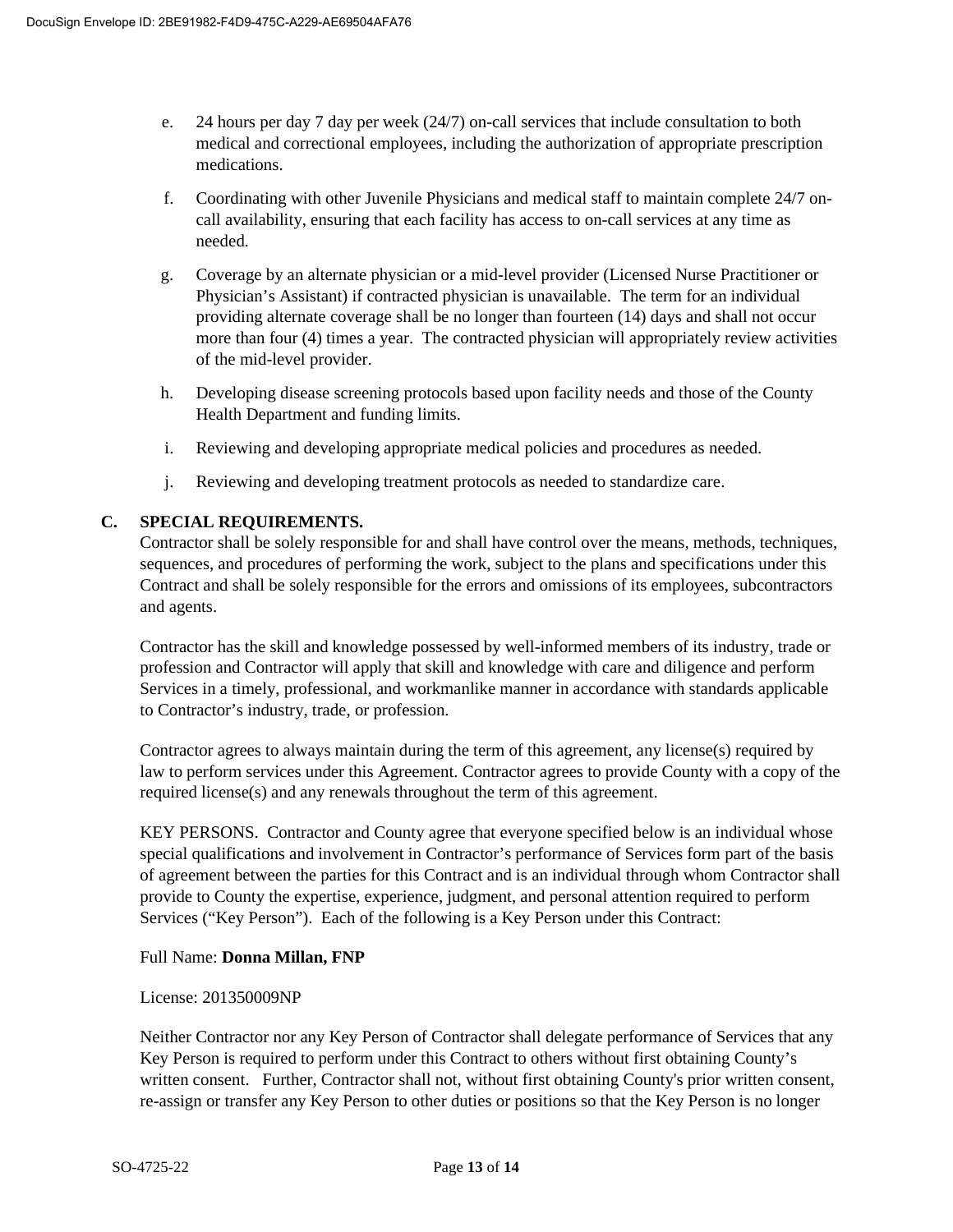e. 24 hours per day 7 day per week (24/7) on-call services that include consultation to both medical and correctional employees, including the authorization of appropriate prescription medications.

f. Coordinating with other Juvenile Physicians and medical staff to maintain complete 24/7 on-call availability, ensuring that each facility has access to on-call services at any time as needed.

g. Coverage by an alternate physician or a mid-level provider (Licensed Nurse Practitioner or Physician's Assistant) if contracted physician is unavailable. The term for an individual providing alternate coverage shall be no longer than fourteen (14) days and shall not occur more than four (4) times a year. The contracted physician will appropriately review activities of the mid-level provider.

h. Developing disease screening protocols based upon facility needs and those of the County Health Department and funding limits.

i. Reviewing and developing appropriate medical policies and procedures as needed.

j. Reviewing and developing treatment protocols as needed to standardize care.

**C. SPECIAL REQUIREMENTS.**

Contractor shall be solely responsible for and shall have control over the means, methods, techniques, sequences, and procedures of performing the work, subject to the plans and specifications under this Contract and shall be solely responsible for the errors and omissions of its employees, subcontractors and agents.

Contractor has the skill and knowledge possessed by well-informed members of its industry, trade or profession and Contractor will apply that skill and knowledge with care and diligence and perform Services in a timely, professional, and workmanlike manner in accordance with standards applicable to Contractor's industry, trade, or profession.

Contractor agrees to always maintain during the term of this agreement, any license(s) required by law to perform services under this Agreement. Contractor agrees to provide County with a copy of the required license(s) and any renewals throughout the term of this agreement.

KEY PERSONS. Contractor and County agree that everyone specified below is an individual whose special qualifications and involvement in Contractor's performance of Services form part of the basis of agreement between the parties for this Contract and is an individual through whom Contractor shall provide to County the expertise, experience, judgment, and personal attention required to perform Services ("Key Person"). Each of the following is a Key Person under this Contract:

Full Name: **Donna Millan, FNP**

License: 201350009NP

Neither Contractor nor any Key Person of Contractor shall delegate performance of Services that any Key Person is required to perform under this Contract to others without first obtaining County's written consent. Further, Contractor shall not, without first obtaining County's prior written consent, re-assign or transfer any Key Person to other duties or positions so that the Key Person is no longer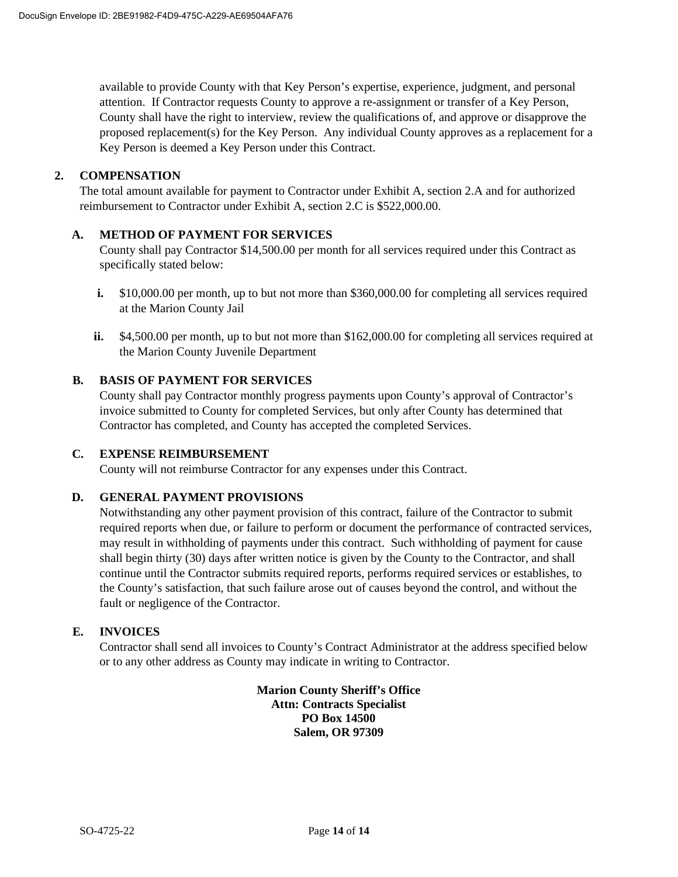available to provide County with that Key Person's expertise, experience, judgment, and personal attention. If Contractor requests County to approve a re-assignment or transfer of a Key Person, County shall have the right to interview, review the qualifications of, and approve or disapprove the proposed replacement(s) for the Key Person. Any individual County approves as a replacement for a Key Person is deemed a Key Person under this Contract.

## 2. COMPENSATION

The total amount available for payment to Contractor under Exhibit A, section 2.A and for authorized reimbursement to Contractor under Exhibit A, section 2.C is $522,000.00.

### A. METHOD OF PAYMENT FOR SERVICES

County shall pay Contractor $14,500.00 per month for all services required under this Contract as specifically stated below:

**i.** $10,000.00 per month, up to but not more than $360,000.00 for completing all services required at the Marion County Jail

**ii.** $4,500.00 per month, up to but not more than $162,000.00 for completing all services required at the Marion County Juvenile Department

### B. BASIS OF PAYMENT FOR SERVICES

County shall pay Contractor monthly progress payments upon County's approval of Contractor's invoice submitted to County for completed Services, but only after County has determined that Contractor has completed, and County has accepted the completed Services.

### C. EXPENSE REIMBURSEMENT

County will not reimburse Contractor for any expenses under this Contract.

### D. GENERAL PAYMENT PROVISIONS

Notwithstanding any other payment provision of this contract, failure of the Contractor to submit required reports when due, or failure to perform or document the performance of contracted services, may result in withholding of payments under this contract. Such withholding of payment for cause shall begin thirty (30) days after written notice is given by the County to the Contractor, and shall continue until the Contractor submits required reports, performs required services or establishes, to the County's satisfaction, that such failure arose out of causes beyond the control, and without the fault or negligence of the Contractor.

### E. INVOICES

Contractor shall send all invoices to County's Contract Administrator at the address specified below or to any other address as County may indicate in writing to Contractor.

**Marion County Sheriff's Office**
**Attn: Contracts Specialist**
**PO Box 14500**
**Salem, OR 97309**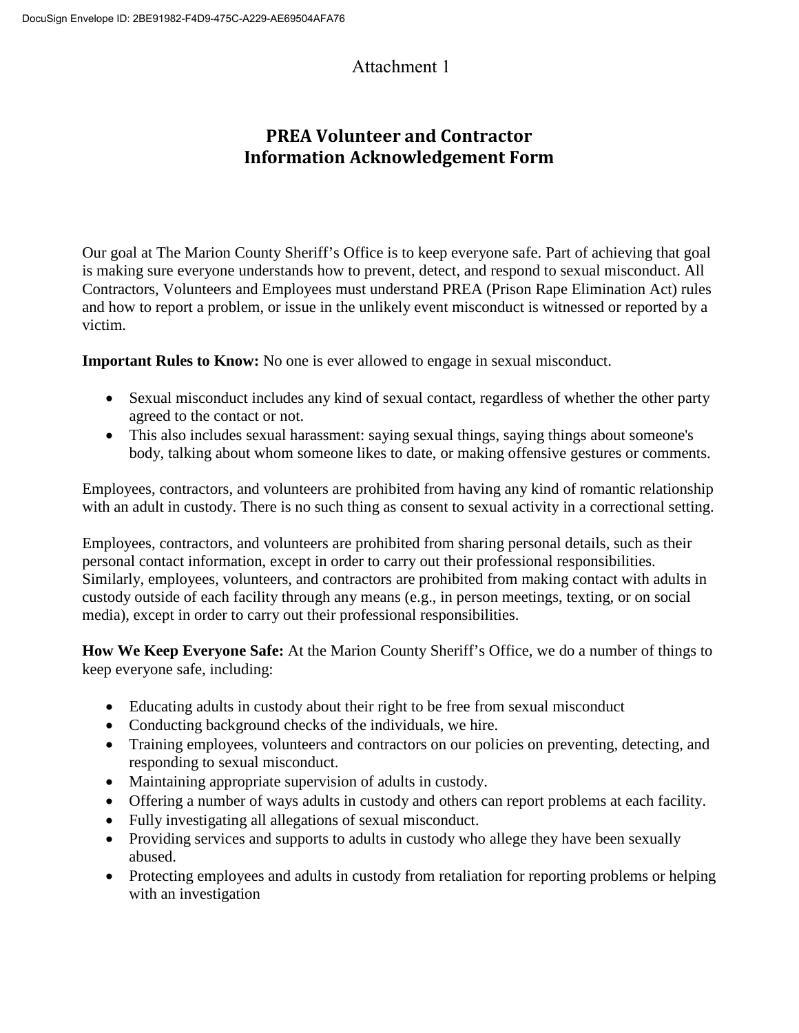Attachment 1

# PREA Volunteer and Contractor Information Acknowledgement Form

Our goal at The Marion County Sheriff's Office is to keep everyone safe. Part of achieving that goal is making sure everyone understands how to prevent, detect, and respond to sexual misconduct. All Contractors, Volunteers and Employees must understand PREA (Prison Rape Elimination Act) rules and how to report a problem, or issue in the unlikely event misconduct is witnessed or reported by a victim.

**Important Rules to Know:** No one is ever allowed to engage in sexual misconduct.

- Sexual misconduct includes any kind of sexual contact, regardless of whether the other party agreed to the contact or not.
- This also includes sexual harassment: saying sexual things, saying things about someone's body, talking about whom someone likes to date, or making offensive gestures or comments.

Employees, contractors, and volunteers are prohibited from having any kind of romantic relationship with an adult in custody. There is no such thing as consent to sexual activity in a correctional setting.

Employees, contractors, and volunteers are prohibited from sharing personal details, such as their personal contact information, except in order to carry out their professional responsibilities. Similarly, employees, volunteers, and contractors are prohibited from making contact with adults in custody outside of each facility through any means (e.g., in person meetings, texting, or on social media), except in order to carry out their professional responsibilities.

**How We Keep Everyone Safe:** At the Marion County Sheriff's Office, we do a number of things to keep everyone safe, including:

- Educating adults in custody about their right to be free from sexual misconduct
- Conducting background checks of the individuals, we hire.
- Training employees, volunteers and contractors on our policies on preventing, detecting, and responding to sexual misconduct.
- Maintaining appropriate supervision of adults in custody.
- Offering a number of ways adults in custody and others can report problems at each facility.
- Fully investigating all allegations of sexual misconduct.
- Providing services and supports to adults in custody who allege they have been sexually abused.
- Protecting employees and adults in custody from retaliation for reporting problems or helping with an investigation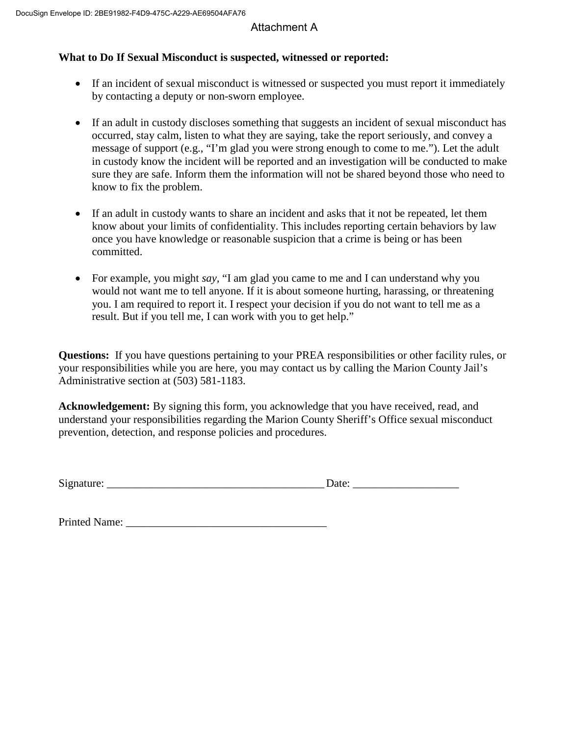Attachment A

**What to Do If Sexual Misconduct is suspected, witnessed or reported:**

- If an incident of sexual misconduct is witnessed or suspected you must report it immediately by contacting a deputy or non-sworn employee.
- If an adult in custody discloses something that suggests an incident of sexual misconduct has occurred, stay calm, listen to what they are saying, take the report seriously, and convey a message of support (e.g., "I'm glad you were strong enough to come to me."). Let the adult in custody know the incident will be reported and an investigation will be conducted to make sure they are safe. Inform them the information will not be shared beyond those who need to know to fix the problem.
- If an adult in custody wants to share an incident and asks that it not be repeated, let them know about your limits of confidentiality. This includes reporting certain behaviors by law once you have knowledge or reasonable suspicion that a crime is being or has been committed.
- For example, you might *say*, "I am glad you came to me and I can understand why you would not want me to tell anyone. If it is about someone hurting, harassing, or threatening you. I am required to report it. I respect your decision if you do not want to tell me as a result. But if you tell me, I can work with you to get help."

**Questions:** If you have questions pertaining to your PREA responsibilities or other facility rules, or your responsibilities while you are here, you may contact us by calling the Marion County Jail's Administrative section at (503) 581-1183.

**Acknowledgement:** By signing this form, you acknowledge that you have received, read, and understand your responsibilities regarding the Marion County Sheriff's Office sexual misconduct prevention, detection, and response policies and procedures.

Signature: _______________________________________ Date: ___________________

Printed Name: ___________________________________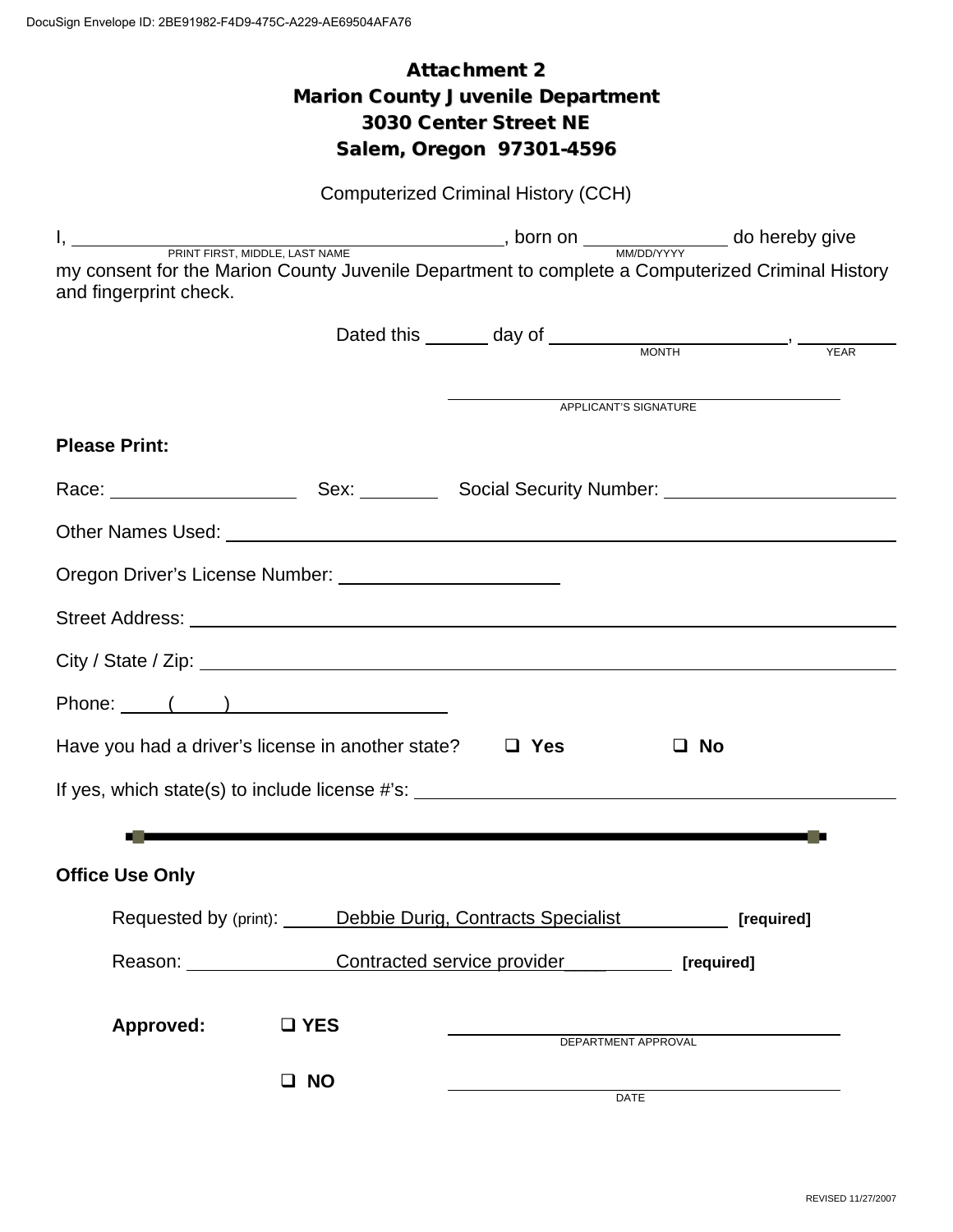DocuSign Envelope ID: 2BE91982-F4D9-475C-A229-AE69504AFA76

# Attachment 2
## Marion County Juvenile Department
## 3030 Center Street NE
## Salem, Oregon 97301-4596

Computerized Criminal History (CCH)

I, ______________________________ (PRINT FIRST, MIDDLE, LAST NAME), born on ____________ (MM/DD/YYYY) do hereby give my consent for the Marion County Juvenile Department to complete a Computerized Criminal History and fingerprint check.

Dated this ______ day of ____________________ (MONTH), ________ (YEAR)

______________________________
APPLICANT'S SIGNATURE

**Please Print:**

Race: ________________ Sex: ________ Social Security Number: ____________________

Other Names Used: ______________________________________________

Oregon Driver's License Number: ____________________

Street Address: ______________________________________________

City / State / Zip: ______________________________________________

Phone: ( ) ____________________

Have you had a driver's license in another state? ☐ **Yes** ☐ **No**

If yes, which state(s) to include license #'s: ______________________________

---

**Office Use Only**

Requested by (print): Debbie Durig, Contracts Specialist **[required]**

Reason: Contracted service provider____ **[required]**

**Approved:** ☐ **YES** ______________________________ DEPARTMENT APPROVAL

☐ **NO** ______________________________ DATE

REVISED 11/27/2007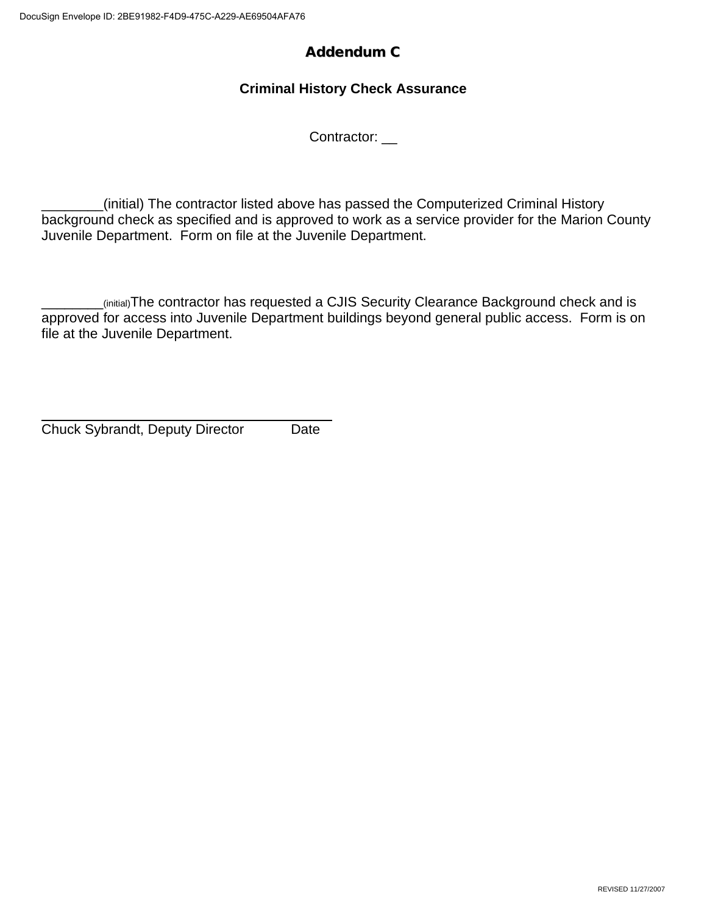# Addendum C

## Criminal History Check Assurance

Contractor: __

________(initial) The contractor listed above has passed the Computerized Criminal History background check as specified and is approved to work as a service provider for the Marion County Juvenile Department. Form on file at the Juvenile Department.

________(initial)The contractor has requested a CJIS Security Clearance Background check and is approved for access into Juvenile Department buildings beyond general public access. Form is on file at the Juvenile Department.

Chuck Sybrandt, Deputy Director Date

REVISED 11/27/2007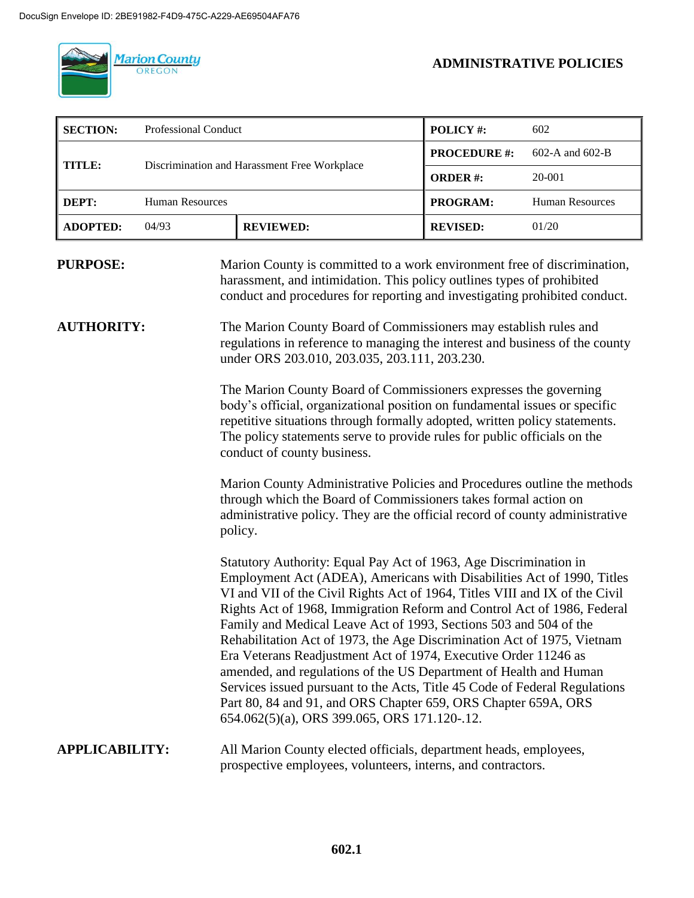**ADMINISTRATIVE POLICIES**

| SECTION: | Professional Conduct | | POLICY #: | 602 |
|---|---|---|---|---|
| TITLE: | Discrimination and Harassment Free Workplace | | PROCEDURE #: | 602-A and 602-B |
| | | | ORDER #: | 20-001 |
| DEPT: | Human Resources | | PROGRAM: | Human Resources |
| ADOPTED: | 04/93 | REVIEWED: | REVISED: | 01/20 |

**PURPOSE:**

Marion County is committed to a work environment free of discrimination, harassment, and intimidation. This policy outlines types of prohibited conduct and procedures for reporting and investigating prohibited conduct.

**AUTHORITY:**

The Marion County Board of Commissioners may establish rules and regulations in reference to managing the interest and business of the county under ORS 203.010, 203.035, 203.111, 203.230.

The Marion County Board of Commissioners expresses the governing body's official, organizational position on fundamental issues or specific repetitive situations through formally adopted, written policy statements. The policy statements serve to provide rules for public officials on the conduct of county business.

Marion County Administrative Policies and Procedures outline the methods through which the Board of Commissioners takes formal action on administrative policy. They are the official record of county administrative policy.

Statutory Authority: Equal Pay Act of 1963, Age Discrimination in Employment Act (ADEA), Americans with Disabilities Act of 1990, Titles VI and VII of the Civil Rights Act of 1964, Titles VIII and IX of the Civil Rights Act of 1968, Immigration Reform and Control Act of 1986, Federal Family and Medical Leave Act of 1993, Sections 503 and 504 of the Rehabilitation Act of 1973, the Age Discrimination Act of 1975, Vietnam Era Veterans Readjustment Act of 1974, Executive Order 11246 as amended, and regulations of the US Department of Health and Human Services issued pursuant to the Acts, Title 45 Code of Federal Regulations Part 80, 84 and 91, and ORS Chapter 659, ORS Chapter 659A, ORS 654.062(5)(a), ORS 399.065, ORS 171.120-.12.

**APPLICABILITY:**

All Marion County elected officials, department heads, employees, prospective employees, volunteers, interns, and contractors.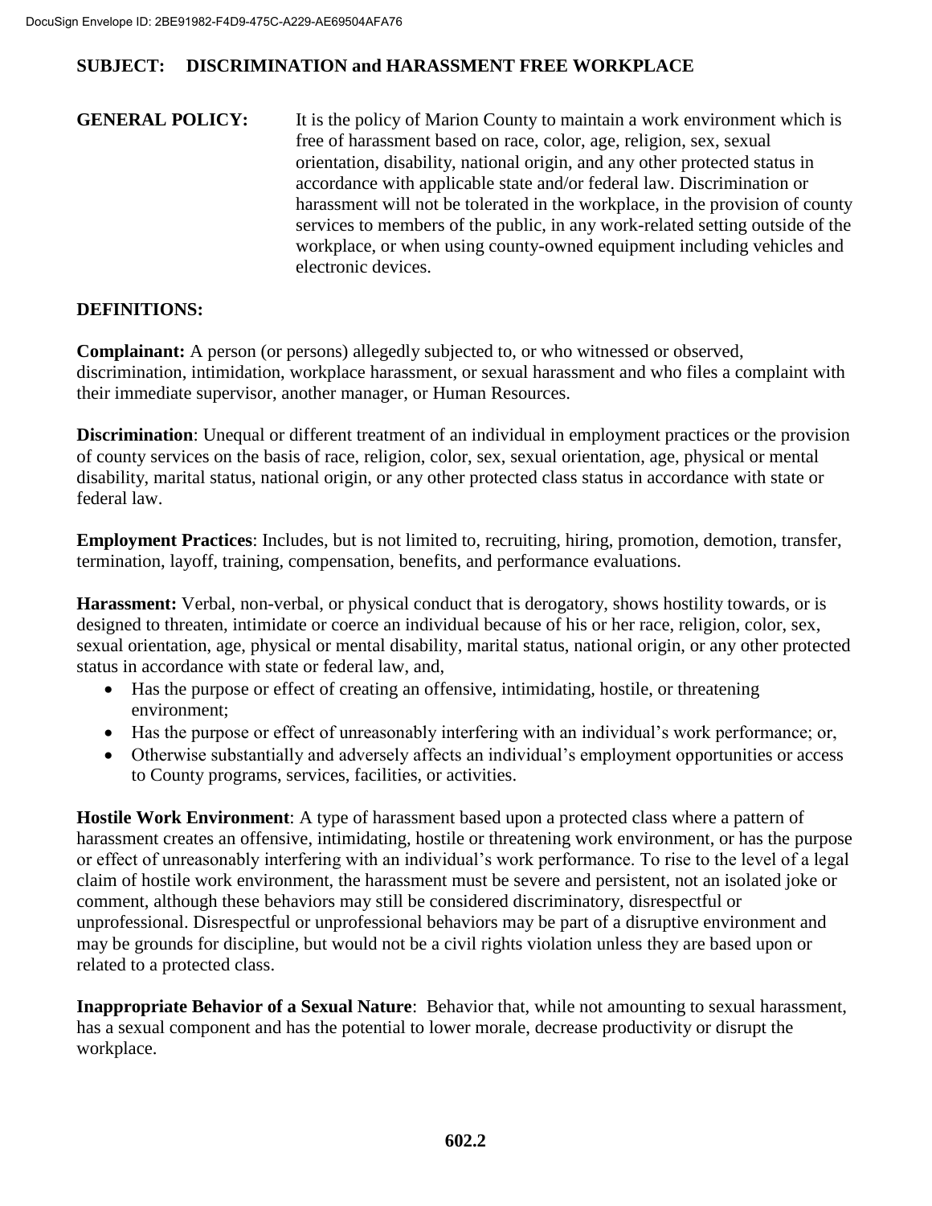**SUBJECT: DISCRIMINATION and HARASSMENT FREE WORKPLACE**

**GENERAL POLICY:** It is the policy of Marion County to maintain a work environment which is free of harassment based on race, color, age, religion, sex, sexual orientation, disability, national origin, and any other protected status in accordance with applicable state and/or federal law. Discrimination or harassment will not be tolerated in the workplace, in the provision of county services to members of the public, in any work-related setting outside of the workplace, or when using county-owned equipment including vehicles and electronic devices.

**DEFINITIONS:**

**Complainant:** A person (or persons) allegedly subjected to, or who witnessed or observed, discrimination, intimidation, workplace harassment, or sexual harassment and who files a complaint with their immediate supervisor, another manager, or Human Resources.

**Discrimination**: Unequal or different treatment of an individual in employment practices or the provision of county services on the basis of race, religion, color, sex, sexual orientation, age, physical or mental disability, marital status, national origin, or any other protected class status in accordance with state or federal law.

**Employment Practices**: Includes, but is not limited to, recruiting, hiring, promotion, demotion, transfer, termination, layoff, training, compensation, benefits, and performance evaluations.

**Harassment:** Verbal, non-verbal, or physical conduct that is derogatory, shows hostility towards, or is designed to threaten, intimidate or coerce an individual because of his or her race, religion, color, sex, sexual orientation, age, physical or mental disability, marital status, national origin, or any other protected status in accordance with state or federal law, and,

- Has the purpose or effect of creating an offensive, intimidating, hostile, or threatening environment;
- Has the purpose or effect of unreasonably interfering with an individual's work performance; or,
- Otherwise substantially and adversely affects an individual's employment opportunities or access to County programs, services, facilities, or activities.

**Hostile Work Environment**: A type of harassment based upon a protected class where a pattern of harassment creates an offensive, intimidating, hostile or threatening work environment, or has the purpose or effect of unreasonably interfering with an individual's work performance. To rise to the level of a legal claim of hostile work environment, the harassment must be severe and persistent, not an isolated joke or comment, although these behaviors may still be considered discriminatory, disrespectful or unprofessional. Disrespectful or unprofessional behaviors may be part of a disruptive environment and may be grounds for discipline, but would not be a civil rights violation unless they are based upon or related to a protected class.

**Inappropriate Behavior of a Sexual Nature**: Behavior that, while not amounting to sexual harassment, has a sexual component and has the potential to lower morale, decrease productivity or disrupt the workplace.

**602.2**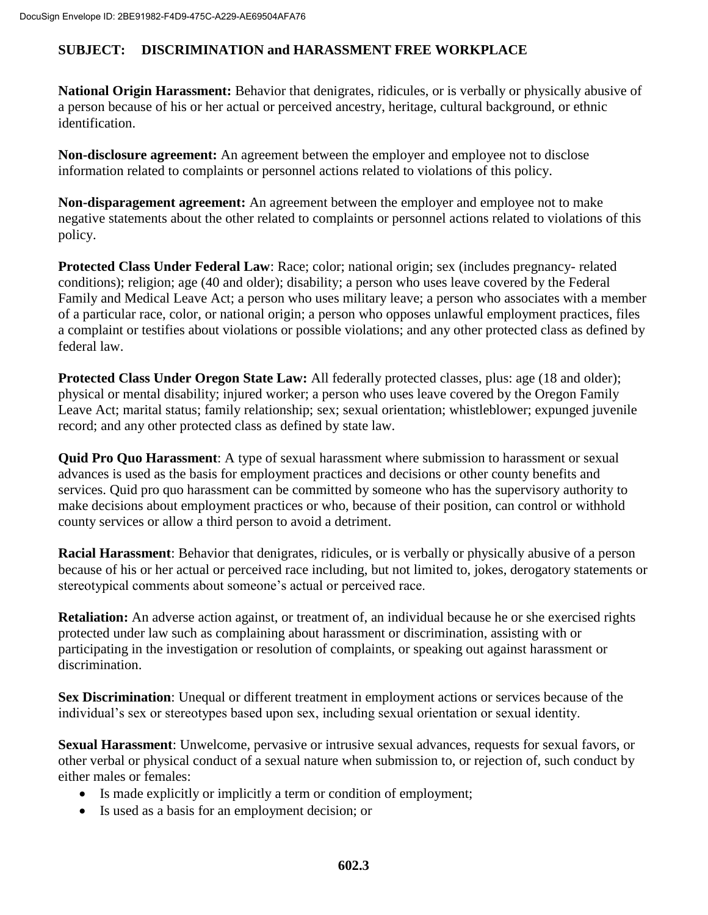**SUBJECT: DISCRIMINATION and HARASSMENT FREE WORKPLACE**

**National Origin Harassment:** Behavior that denigrates, ridicules, or is verbally or physically abusive of a person because of his or her actual or perceived ancestry, heritage, cultural background, or ethnic identification.

**Non-disclosure agreement:** An agreement between the employer and employee not to disclose information related to complaints or personnel actions related to violations of this policy.

**Non-disparagement agreement:** An agreement between the employer and employee not to make negative statements about the other related to complaints or personnel actions related to violations of this policy.

**Protected Class Under Federal Law**: Race; color; national origin; sex (includes pregnancy- related conditions); religion; age (40 and older); disability; a person who uses leave covered by the Federal Family and Medical Leave Act; a person who uses military leave; a person who associates with a member of a particular race, color, or national origin; a person who opposes unlawful employment practices, files a complaint or testifies about violations or possible violations; and any other protected class as defined by federal law.

**Protected Class Under Oregon State Law:** All federally protected classes, plus: age (18 and older); physical or mental disability; injured worker; a person who uses leave covered by the Oregon Family Leave Act; marital status; family relationship; sex; sexual orientation; whistleblower; expunged juvenile record; and any other protected class as defined by state law.

**Quid Pro Quo Harassment**: A type of sexual harassment where submission to harassment or sexual advances is used as the basis for employment practices and decisions or other county benefits and services. Quid pro quo harassment can be committed by someone who has the supervisory authority to make decisions about employment practices or who, because of their position, can control or withhold county services or allow a third person to avoid a detriment.

**Racial Harassment**: Behavior that denigrates, ridicules, or is verbally or physically abusive of a person because of his or her actual or perceived race including, but not limited to, jokes, derogatory statements or stereotypical comments about someone's actual or perceived race.

**Retaliation:** An adverse action against, or treatment of, an individual because he or she exercised rights protected under law such as complaining about harassment or discrimination, assisting with or participating in the investigation or resolution of complaints, or speaking out against harassment or discrimination.

**Sex Discrimination**: Unequal or different treatment in employment actions or services because of the individual's sex or stereotypes based upon sex, including sexual orientation or sexual identity.

**Sexual Harassment**: Unwelcome, pervasive or intrusive sexual advances, requests for sexual favors, or other verbal or physical conduct of a sexual nature when submission to, or rejection of, such conduct by either males or females:

- Is made explicitly or implicitly a term or condition of employment;
- Is used as a basis for an employment decision; or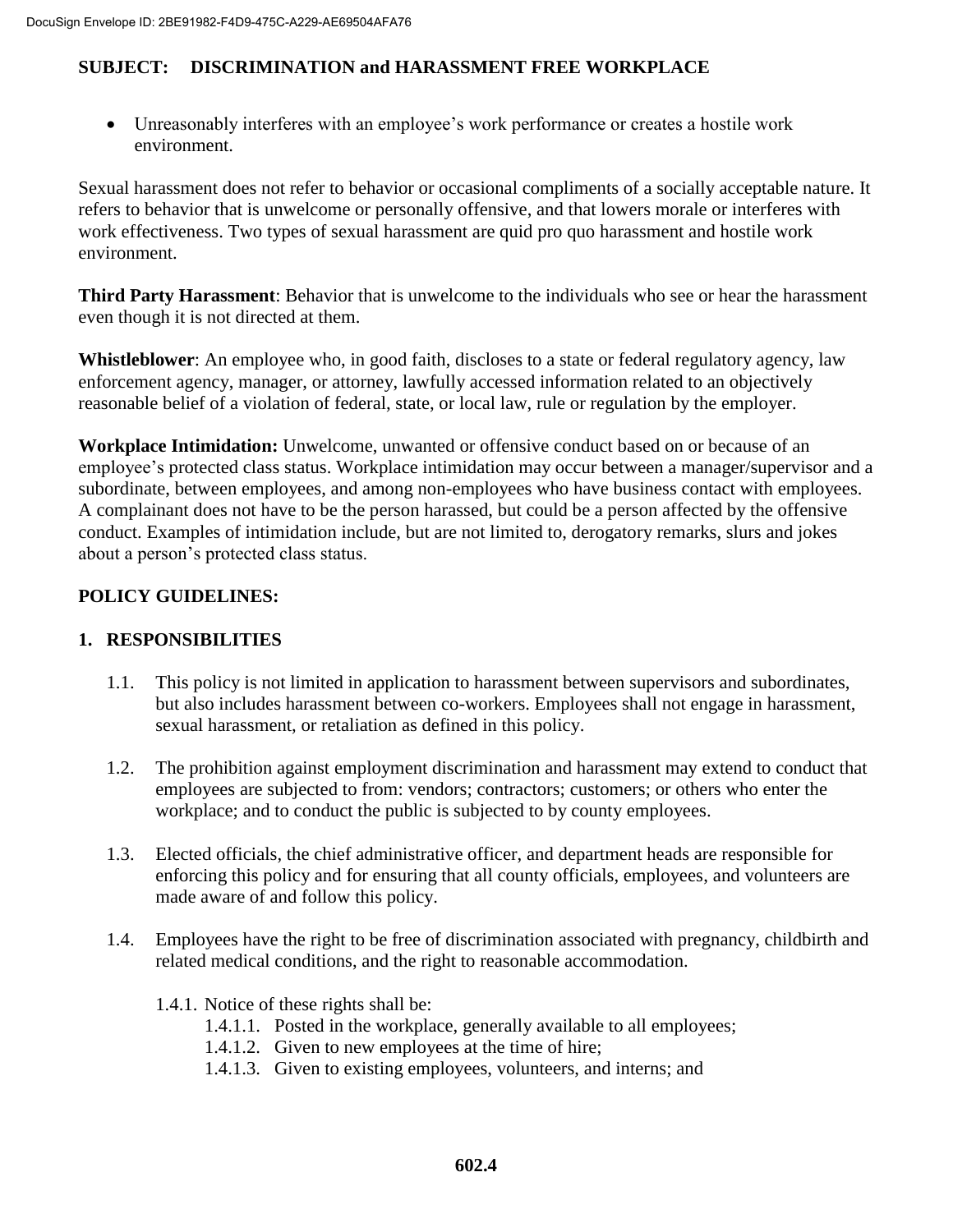**SUBJECT: DISCRIMINATION and HARASSMENT FREE WORKPLACE**

- Unreasonably interferes with an employee's work performance or creates a hostile work environment.

Sexual harassment does not refer to behavior or occasional compliments of a socially acceptable nature. It refers to behavior that is unwelcome or personally offensive, and that lowers morale or interferes with work effectiveness. Two types of sexual harassment are quid pro quo harassment and hostile work environment.

**Third Party Harassment**: Behavior that is unwelcome to the individuals who see or hear the harassment even though it is not directed at them.

**Whistleblower**: An employee who, in good faith, discloses to a state or federal regulatory agency, law enforcement agency, manager, or attorney, lawfully accessed information related to an objectively reasonable belief of a violation of federal, state, or local law, rule or regulation by the employer.

**Workplace Intimidation:** Unwelcome, unwanted or offensive conduct based on or because of an employee's protected class status. Workplace intimidation may occur between a manager/supervisor and a subordinate, between employees, and among non-employees who have business contact with employees. A complainant does not have to be the person harassed, but could be a person affected by the offensive conduct. Examples of intimidation include, but are not limited to, derogatory remarks, slurs and jokes about a person's protected class status.

## POLICY GUIDELINES:

### 1. RESPONSIBILITIES

1.1. This policy is not limited in application to harassment between supervisors and subordinates, but also includes harassment between co-workers. Employees shall not engage in harassment, sexual harassment, or retaliation as defined in this policy.

1.2. The prohibition against employment discrimination and harassment may extend to conduct that employees are subjected to from: vendors; contractors; customers; or others who enter the workplace; and to conduct the public is subjected to by county employees.

1.3. Elected officials, the chief administrative officer, and department heads are responsible for enforcing this policy and for ensuring that all county officials, employees, and volunteers are made aware of and follow this policy.

1.4. Employees have the right to be free of discrimination associated with pregnancy, childbirth and related medical conditions, and the right to reasonable accommodation.

1.4.1. Notice of these rights shall be:

1.4.1.1. Posted in the workplace, generally available to all employees;

1.4.1.2. Given to new employees at the time of hire;

1.4.1.3. Given to existing employees, volunteers, and interns; and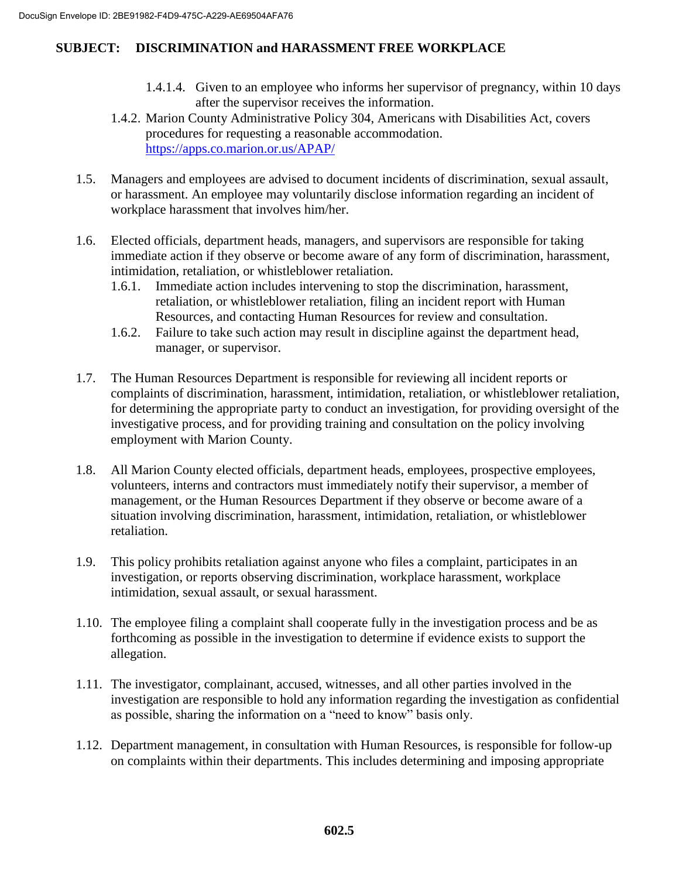1.4.1.4. Given to an employee who informs her supervisor of pregnancy, within 10 days after the supervisor receives the information.

1.4.2. Marion County Administrative Policy 304, Americans with Disabilities Act, covers procedures for requesting a reasonable accommodation. https://apps.co.marion.or.us/APAP/

1.5. Managers and employees are advised to document incidents of discrimination, sexual assault, or harassment. An employee may voluntarily disclose information regarding an incident of workplace harassment that involves him/her.

1.6. Elected officials, department heads, managers, and supervisors are responsible for taking immediate action if they observe or become aware of any form of discrimination, harassment, intimidation, retaliation, or whistleblower retaliation.

1.6.1. Immediate action includes intervening to stop the discrimination, harassment, retaliation, or whistleblower retaliation, filing an incident report with Human Resources, and contacting Human Resources for review and consultation.

1.6.2. Failure to take such action may result in discipline against the department head, manager, or supervisor.

1.7. The Human Resources Department is responsible for reviewing all incident reports or complaints of discrimination, harassment, intimidation, retaliation, or whistleblower retaliation, for determining the appropriate party to conduct an investigation, for providing oversight of the investigative process, and for providing training and consultation on the policy involving employment with Marion County.

1.8. All Marion County elected officials, department heads, employees, prospective employees, volunteers, interns and contractors must immediately notify their supervisor, a member of management, or the Human Resources Department if they observe or become aware of a situation involving discrimination, harassment, intimidation, retaliation, or whistleblower retaliation.

1.9. This policy prohibits retaliation against anyone who files a complaint, participates in an investigation, or reports observing discrimination, workplace harassment, workplace intimidation, sexual assault, or sexual harassment.

1.10. The employee filing a complaint shall cooperate fully in the investigation process and be as forthcoming as possible in the investigation to determine if evidence exists to support the allegation.

1.11. The investigator, complainant, accused, witnesses, and all other parties involved in the investigation are responsible to hold any information regarding the investigation as confidential as possible, sharing the information on a "need to know" basis only.

1.12. Department management, in consultation with Human Resources, is responsible for follow-up on complaints within their departments. This includes determining and imposing appropriate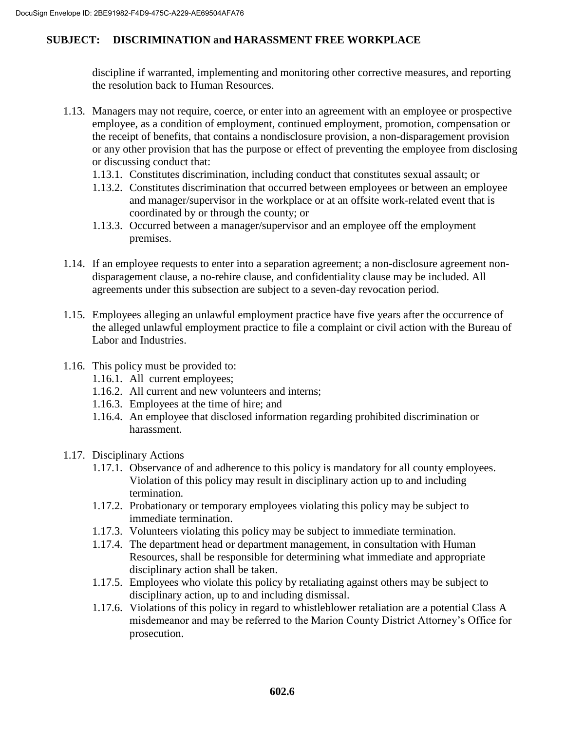## SUBJECT: DISCRIMINATION and HARASSMENT FREE WORKPLACE

discipline if warranted, implementing and monitoring other corrective measures, and reporting the resolution back to Human Resources.

1.13. Managers may not require, coerce, or enter into an agreement with an employee or prospective employee, as a condition of employment, continued employment, promotion, compensation or the receipt of benefits, that contains a nondisclosure provision, a non-disparagement provision or any other provision that has the purpose or effect of preventing the employee from disclosing or discussing conduct that:
   - 1.13.1. Constitutes discrimination, including conduct that constitutes sexual assault; or
   - 1.13.2. Constitutes discrimination that occurred between employees or between an employee and manager/supervisor in the workplace or at an offsite work-related event that is coordinated by or through the county; or
   - 1.13.3. Occurred between a manager/supervisor and an employee off the employment premises.

1.14. If an employee requests to enter into a separation agreement; a non-disclosure agreement non-disparagement clause, a no-rehire clause, and confidentiality clause may be included. All agreements under this subsection are subject to a seven-day revocation period.

1.15. Employees alleging an unlawful employment practice have five years after the occurrence of the alleged unlawful employment practice to file a complaint or civil action with the Bureau of Labor and Industries.

1.16. This policy must be provided to:
   - 1.16.1. All current employees;
   - 1.16.2. All current and new volunteers and interns;
   - 1.16.3. Employees at the time of hire; and
   - 1.16.4. An employee that disclosed information regarding prohibited discrimination or harassment.

1.17. Disciplinary Actions
   - 1.17.1. Observance of and adherence to this policy is mandatory for all county employees. Violation of this policy may result in disciplinary action up to and including termination.
   - 1.17.2. Probationary or temporary employees violating this policy may be subject to immediate termination.
   - 1.17.3. Volunteers violating this policy may be subject to immediate termination.
   - 1.17.4. The department head or department management, in consultation with Human Resources, shall be responsible for determining what immediate and appropriate disciplinary action shall be taken.
   - 1.17.5. Employees who violate this policy by retaliating against others may be subject to disciplinary action, up to and including dismissal.
   - 1.17.6. Violations of this policy in regard to whistleblower retaliation are a potential Class A misdemeanor and may be referred to the Marion County District Attorney's Office for prosecution.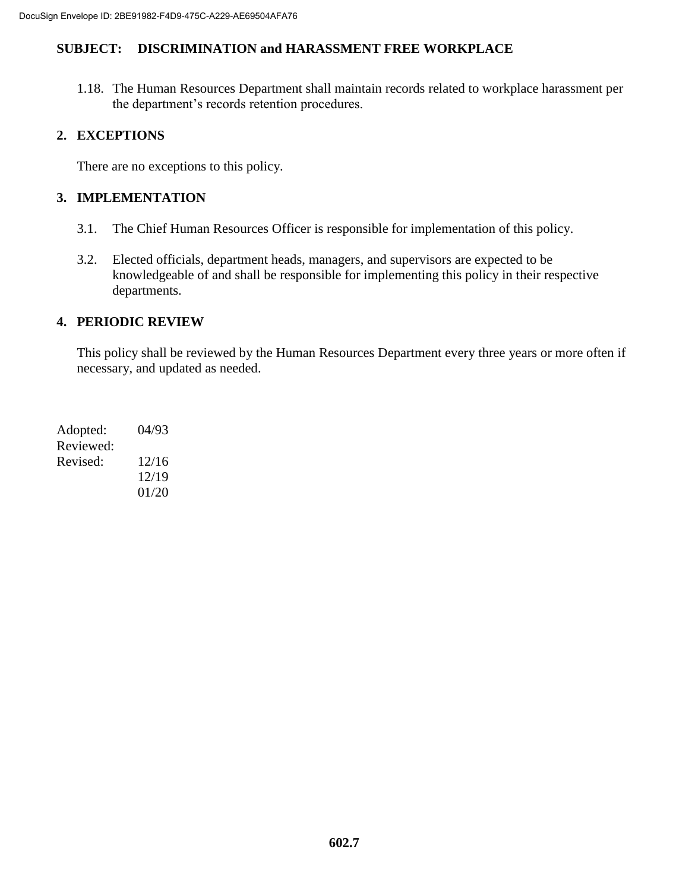**SUBJECT: DISCRIMINATION and HARASSMENT FREE WORKPLACE**

1.18. The Human Resources Department shall maintain records related to workplace harassment per the department's records retention procedures.

## 2. EXCEPTIONS

There are no exceptions to this policy.

## 3. IMPLEMENTATION

3.1. The Chief Human Resources Officer is responsible for implementation of this policy.

3.2. Elected officials, department heads, managers, and supervisors are expected to be knowledgeable of and shall be responsible for implementing this policy in their respective departments.

## 4. PERIODIC REVIEW

This policy shall be reviewed by the Human Resources Department every three years or more often if necessary, and updated as needed.

Adopted: 04/93
Reviewed:
Revised: 12/16
12/19
01/20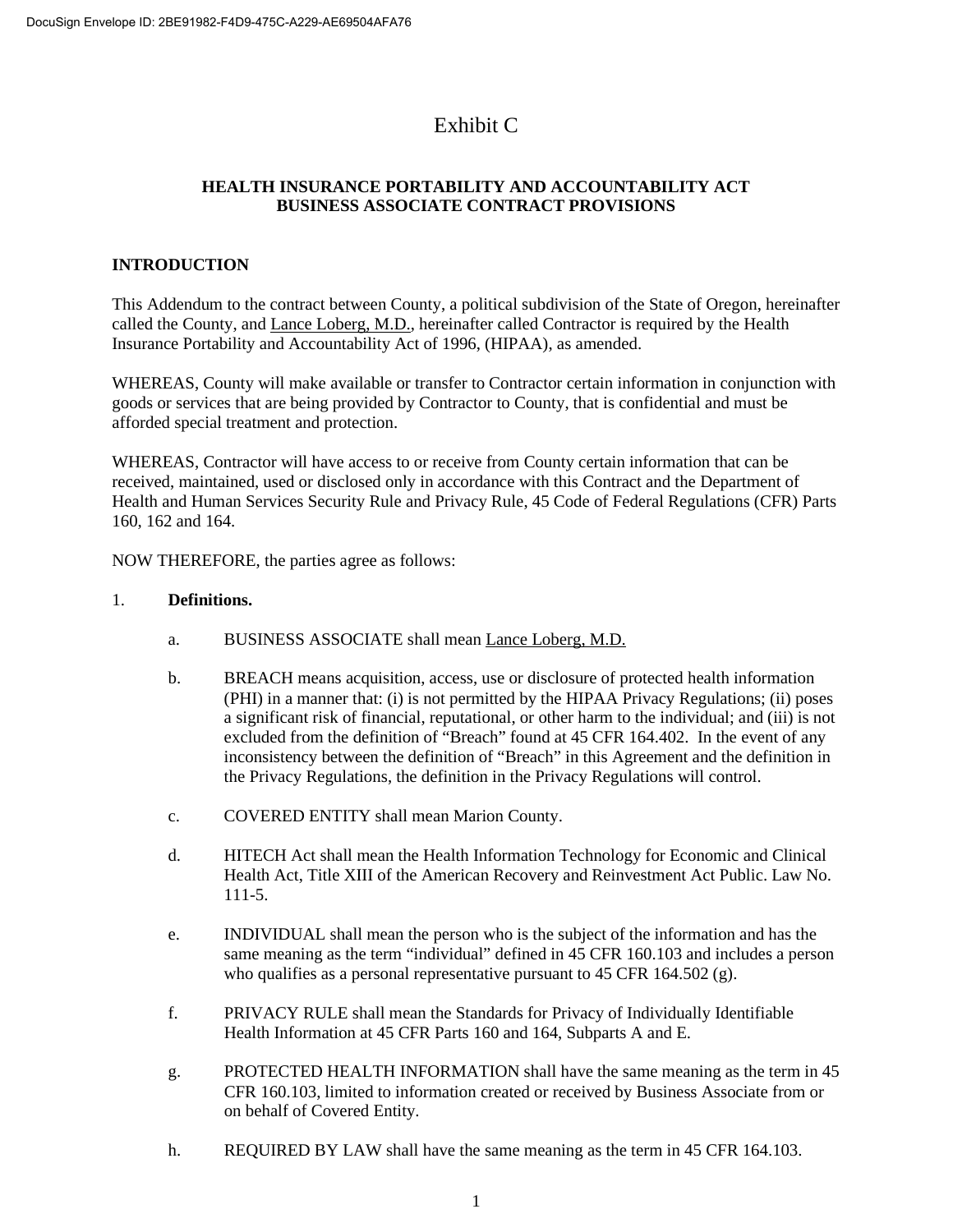# Exhibit C

## HEALTH INSURANCE PORTABILITY AND ACCOUNTABILITY ACT BUSINESS ASSOCIATE CONTRACT PROVISIONS

### INTRODUCTION

This Addendum to the contract between County, a political subdivision of the State of Oregon, hereinafter called the County, and Lance Loberg, M.D., hereinafter called Contractor is required by the Health Insurance Portability and Accountability Act of 1996, (HIPAA), as amended.

WHEREAS, County will make available or transfer to Contractor certain information in conjunction with goods or services that are being provided by Contractor to County, that is confidential and must be afforded special treatment and protection.

WHEREAS, Contractor will have access to or receive from County certain information that can be received, maintained, used or disclosed only in accordance with this Contract and the Department of Health and Human Services Security Rule and Privacy Rule, 45 Code of Federal Regulations (CFR) Parts 160, 162 and 164.

NOW THEREFORE, the parties agree as follows:

1. **Definitions.**

   a. BUSINESS ASSOCIATE shall mean Lance Loberg, M.D.

   b. BREACH means acquisition, access, use or disclosure of protected health information (PHI) in a manner that: (i) is not permitted by the HIPAA Privacy Regulations; (ii) poses a significant risk of financial, reputational, or other harm to the individual; and (iii) is not excluded from the definition of "Breach" found at 45 CFR 164.402. In the event of any inconsistency between the definition of "Breach" in this Agreement and the definition in the Privacy Regulations, the definition in the Privacy Regulations will control.

   c. COVERED ENTITY shall mean Marion County.

   d. HITECH Act shall mean the Health Information Technology for Economic and Clinical Health Act, Title XIII of the American Recovery and Reinvestment Act Public. Law No. 111-5.

   e. INDIVIDUAL shall mean the person who is the subject of the information and has the same meaning as the term "individual" defined in 45 CFR 160.103 and includes a person who qualifies as a personal representative pursuant to 45 CFR 164.502 (g).

   f. PRIVACY RULE shall mean the Standards for Privacy of Individually Identifiable Health Information at 45 CFR Parts 160 and 164, Subparts A and E.

   g. PROTECTED HEALTH INFORMATION shall have the same meaning as the term in 45 CFR 160.103, limited to information created or received by Business Associate from or on behalf of Covered Entity.

   h. REQUIRED BY LAW shall have the same meaning as the term in 45 CFR 164.103.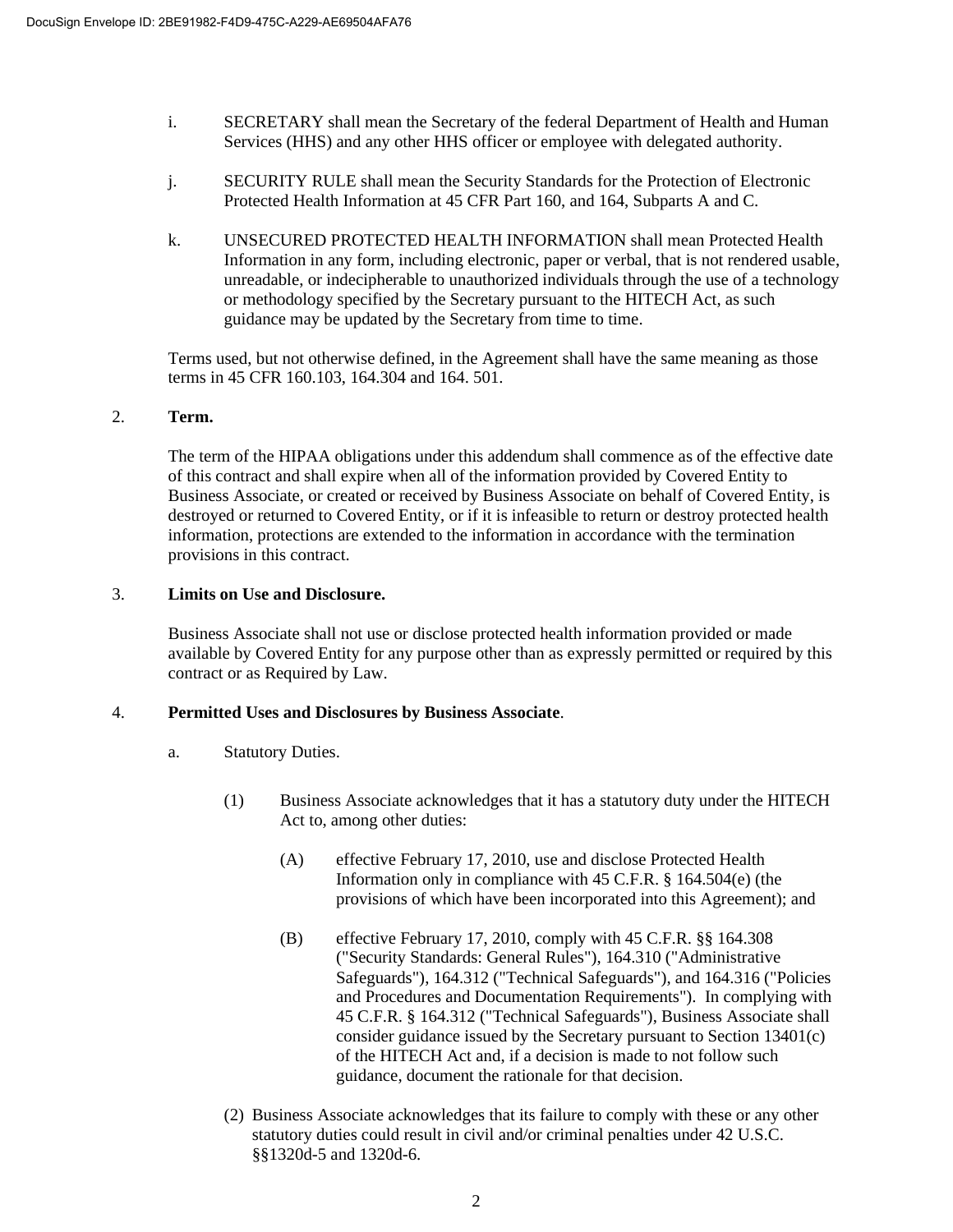i. SECRETARY shall mean the Secretary of the federal Department of Health and Human Services (HHS) and any other HHS officer or employee with delegated authority.

j. SECURITY RULE shall mean the Security Standards for the Protection of Electronic Protected Health Information at 45 CFR Part 160, and 164, Subparts A and C.

k. UNSECURED PROTECTED HEALTH INFORMATION shall mean Protected Health Information in any form, including electronic, paper or verbal, that is not rendered usable, unreadable, or indecipherable to unauthorized individuals through the use of a technology or methodology specified by the Secretary pursuant to the HITECH Act, as such guidance may be updated by the Secretary from time to time.

Terms used, but not otherwise defined, in the Agreement shall have the same meaning as those terms in 45 CFR 160.103, 164.304 and 164. 501.

2. **Term.**

The term of the HIPAA obligations under this addendum shall commence as of the effective date of this contract and shall expire when all of the information provided by Covered Entity to Business Associate, or created or received by Business Associate on behalf of Covered Entity, is destroyed or returned to Covered Entity, or if it is infeasible to return or destroy protected health information, protections are extended to the information in accordance with the termination provisions in this contract.

3. **Limits on Use and Disclosure.**

Business Associate shall not use or disclose protected health information provided or made available by Covered Entity for any purpose other than as expressly permitted or required by this contract or as Required by Law.

4. **Permitted Uses and Disclosures by Business Associate**.

a. Statutory Duties.

(1) Business Associate acknowledges that it has a statutory duty under the HITECH Act to, among other duties:

(A) effective February 17, 2010, use and disclose Protected Health Information only in compliance with 45 C.F.R. § 164.504(e) (the provisions of which have been incorporated into this Agreement); and

(B) effective February 17, 2010, comply with 45 C.F.R. §§ 164.308 ("Security Standards: General Rules"), 164.310 ("Administrative Safeguards"), 164.312 ("Technical Safeguards"), and 164.316 ("Policies and Procedures and Documentation Requirements"). In complying with 45 C.F.R. § 164.312 ("Technical Safeguards"), Business Associate shall consider guidance issued by the Secretary pursuant to Section 13401(c) of the HITECH Act and, if a decision is made to not follow such guidance, document the rationale for that decision.

(2) Business Associate acknowledges that its failure to comply with these or any other statutory duties could result in civil and/or criminal penalties under 42 U.S.C. §§1320d-5 and 1320d-6.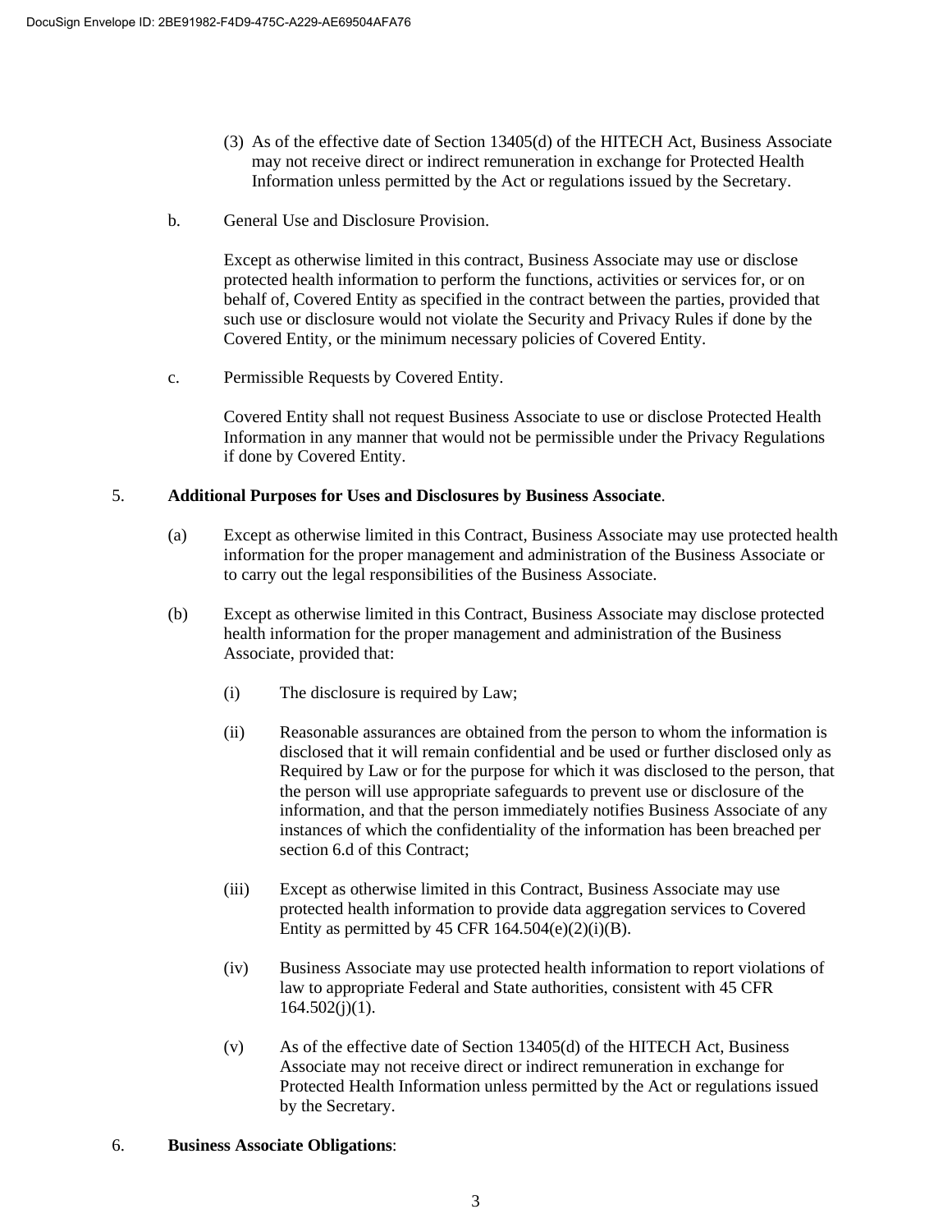(3) As of the effective date of Section 13405(d) of the HITECH Act, Business Associate may not receive direct or indirect remuneration in exchange for Protected Health Information unless permitted by the Act or regulations issued by the Secretary.

b. General Use and Disclosure Provision.

Except as otherwise limited in this contract, Business Associate may use or disclose protected health information to perform the functions, activities or services for, or on behalf of, Covered Entity as specified in the contract between the parties, provided that such use or disclosure would not violate the Security and Privacy Rules if done by the Covered Entity, or the minimum necessary policies of Covered Entity.

c. Permissible Requests by Covered Entity.

Covered Entity shall not request Business Associate to use or disclose Protected Health Information in any manner that would not be permissible under the Privacy Regulations if done by Covered Entity.

5. **Additional Purposes for Uses and Disclosures by Business Associate**.

(a) Except as otherwise limited in this Contract, Business Associate may use protected health information for the proper management and administration of the Business Associate or to carry out the legal responsibilities of the Business Associate.

(b) Except as otherwise limited in this Contract, Business Associate may disclose protected health information for the proper management and administration of the Business Associate, provided that:

(i) The disclosure is required by Law;

(ii) Reasonable assurances are obtained from the person to whom the information is disclosed that it will remain confidential and be used or further disclosed only as Required by Law or for the purpose for which it was disclosed to the person, that the person will use appropriate safeguards to prevent use or disclosure of the information, and that the person immediately notifies Business Associate of any instances of which the confidentiality of the information has been breached per section 6.d of this Contract;

(iii) Except as otherwise limited in this Contract, Business Associate may use protected health information to provide data aggregation services to Covered Entity as permitted by 45 CFR 164.504(e)(2)(i)(B).

(iv) Business Associate may use protected health information to report violations of law to appropriate Federal and State authorities, consistent with 45 CFR 164.502(j)(1).

(v) As of the effective date of Section 13405(d) of the HITECH Act, Business Associate may not receive direct or indirect remuneration in exchange for Protected Health Information unless permitted by the Act or regulations issued by the Secretary.

6. **Business Associate Obligations**: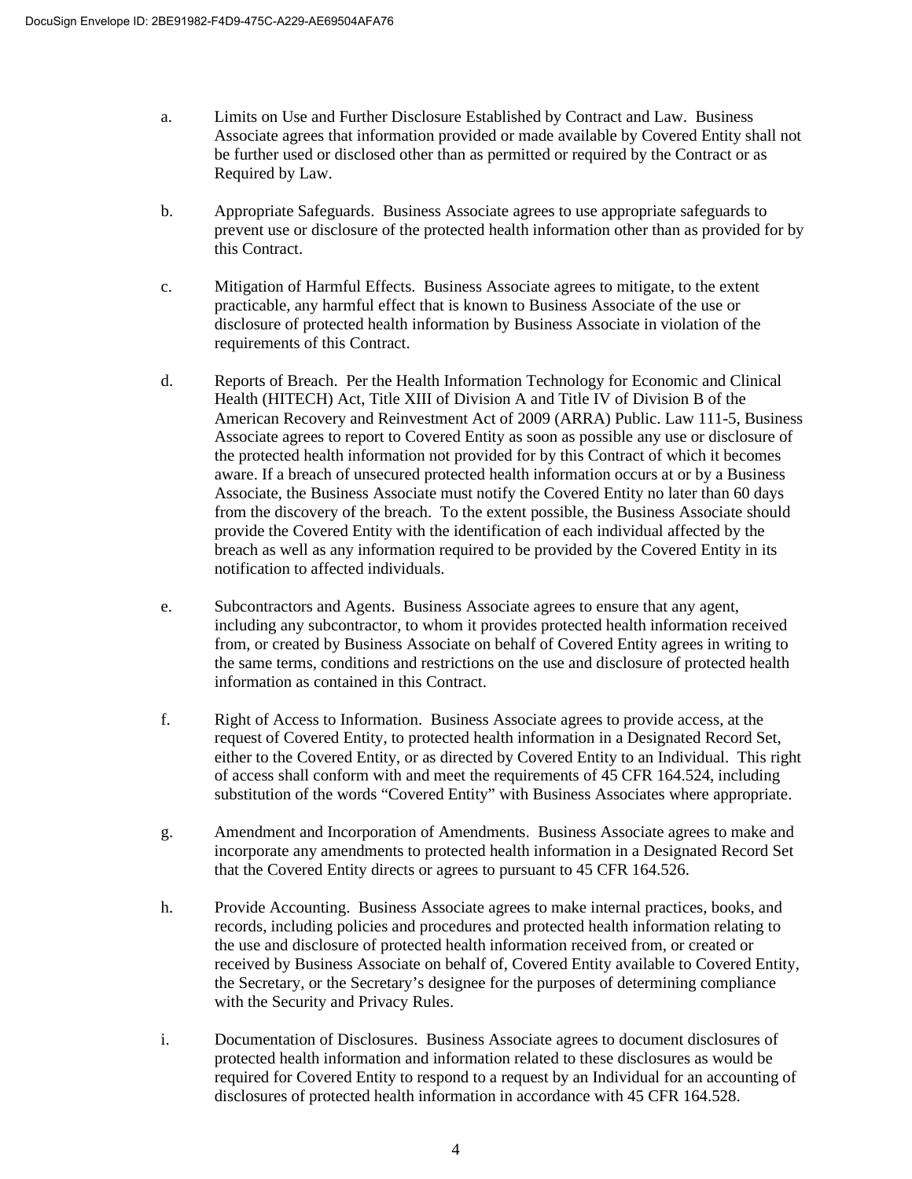a. Limits on Use and Further Disclosure Established by Contract and Law. Business Associate agrees that information provided or made available by Covered Entity shall not be further used or disclosed other than as permitted or required by the Contract or as Required by Law.

b. Appropriate Safeguards. Business Associate agrees to use appropriate safeguards to prevent use or disclosure of the protected health information other than as provided for by this Contract.

c. Mitigation of Harmful Effects. Business Associate agrees to mitigate, to the extent practicable, any harmful effect that is known to Business Associate of the use or disclosure of protected health information by Business Associate in violation of the requirements of this Contract.

d. Reports of Breach. Per the Health Information Technology for Economic and Clinical Health (HITECH) Act, Title XIII of Division A and Title IV of Division B of the American Recovery and Reinvestment Act of 2009 (ARRA) Public. Law 111-5, Business Associate agrees to report to Covered Entity as soon as possible any use or disclosure of the protected health information not provided for by this Contract of which it becomes aware. If a breach of unsecured protected health information occurs at or by a Business Associate, the Business Associate must notify the Covered Entity no later than 60 days from the discovery of the breach. To the extent possible, the Business Associate should provide the Covered Entity with the identification of each individual affected by the breach as well as any information required to be provided by the Covered Entity in its notification to affected individuals.

e. Subcontractors and Agents. Business Associate agrees to ensure that any agent, including any subcontractor, to whom it provides protected health information received from, or created by Business Associate on behalf of Covered Entity agrees in writing to the same terms, conditions and restrictions on the use and disclosure of protected health information as contained in this Contract.

f. Right of Access to Information. Business Associate agrees to provide access, at the request of Covered Entity, to protected health information in a Designated Record Set, either to the Covered Entity, or as directed by Covered Entity to an Individual. This right of access shall conform with and meet the requirements of 45 CFR 164.524, including substitution of the words "Covered Entity" with Business Associates where appropriate.

g. Amendment and Incorporation of Amendments. Business Associate agrees to make and incorporate any amendments to protected health information in a Designated Record Set that the Covered Entity directs or agrees to pursuant to 45 CFR 164.526.

h. Provide Accounting. Business Associate agrees to make internal practices, books, and records, including policies and procedures and protected health information relating to the use and disclosure of protected health information received from, or created or received by Business Associate on behalf of, Covered Entity available to Covered Entity, the Secretary, or the Secretary's designee for the purposes of determining compliance with the Security and Privacy Rules.

i. Documentation of Disclosures. Business Associate agrees to document disclosures of protected health information and information related to these disclosures as would be required for Covered Entity to respond to a request by an Individual for an accounting of disclosures of protected health information in accordance with 45 CFR 164.528.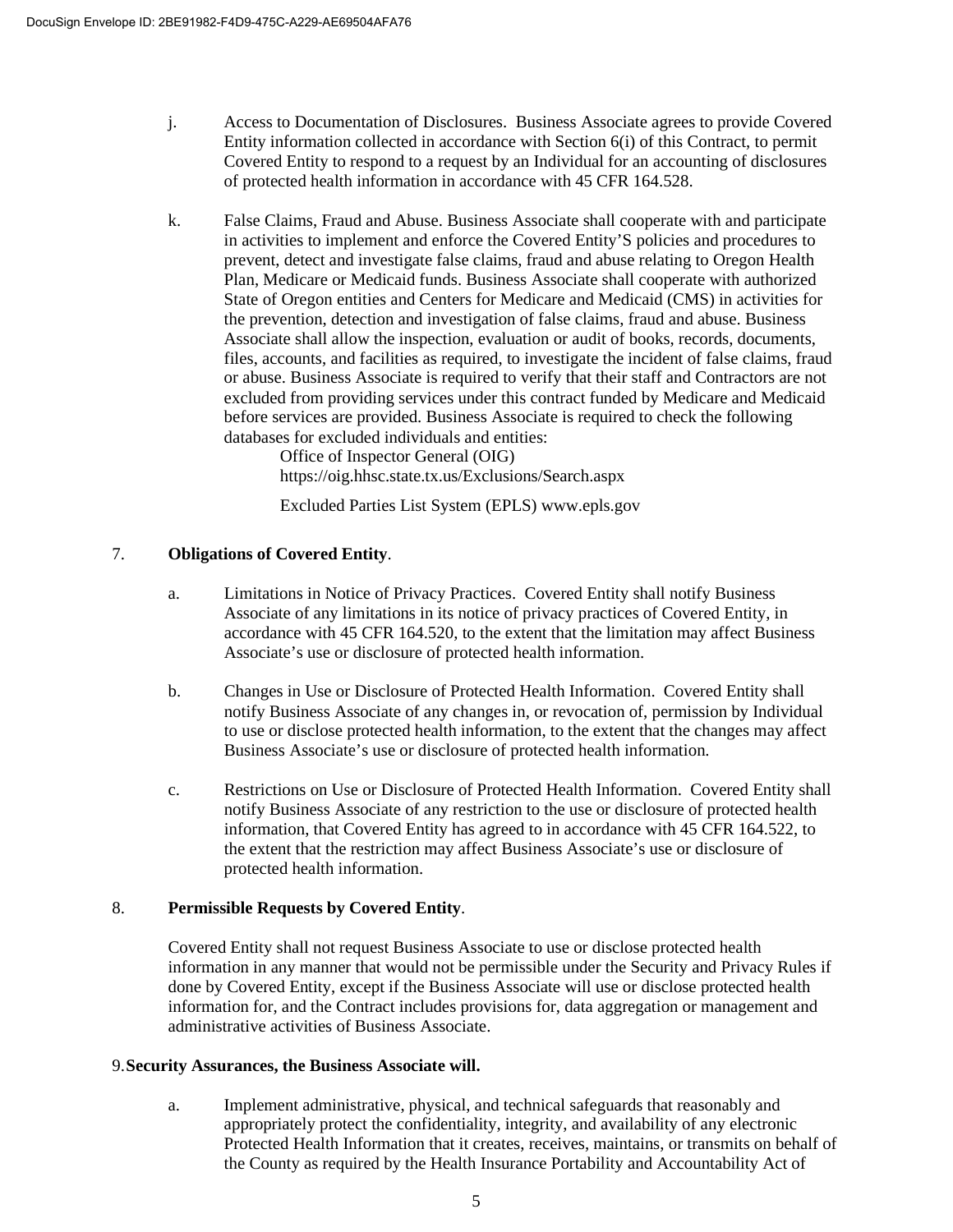j. Access to Documentation of Disclosures. Business Associate agrees to provide Covered Entity information collected in accordance with Section 6(i) of this Contract, to permit Covered Entity to respond to a request by an Individual for an accounting of disclosures of protected health information in accordance with 45 CFR 164.528.

k. False Claims, Fraud and Abuse. Business Associate shall cooperate with and participate in activities to implement and enforce the Covered Entity'S policies and procedures to prevent, detect and investigate false claims, fraud and abuse relating to Oregon Health Plan, Medicare or Medicaid funds. Business Associate shall cooperate with authorized State of Oregon entities and Centers for Medicare and Medicaid (CMS) in activities for the prevention, detection and investigation of false claims, fraud and abuse. Business Associate shall allow the inspection, evaluation or audit of books, records, documents, files, accounts, and facilities as required, to investigate the incident of false claims, fraud or abuse. Business Associate is required to verify that their staff and Contractors are not excluded from providing services under this contract funded by Medicare and Medicaid before services are provided. Business Associate is required to check the following databases for excluded individuals and entities:

   Office of Inspector General (OIG)
   https://oig.hhsc.state.tx.us/Exclusions/Search.aspx

   Excluded Parties List System (EPLS) www.epls.gov

7. **Obligations of Covered Entity**.

a. Limitations in Notice of Privacy Practices. Covered Entity shall notify Business Associate of any limitations in its notice of privacy practices of Covered Entity, in accordance with 45 CFR 164.520, to the extent that the limitation may affect Business Associate's use or disclosure of protected health information.

b. Changes in Use or Disclosure of Protected Health Information. Covered Entity shall notify Business Associate of any changes in, or revocation of, permission by Individual to use or disclose protected health information, to the extent that the changes may affect Business Associate's use or disclosure of protected health information.

c. Restrictions on Use or Disclosure of Protected Health Information. Covered Entity shall notify Business Associate of any restriction to the use or disclosure of protected health information, that Covered Entity has agreed to in accordance with 45 CFR 164.522, to the extent that the restriction may affect Business Associate's use or disclosure of protected health information.

8. **Permissible Requests by Covered Entity**.

Covered Entity shall not request Business Associate to use or disclose protected health information in any manner that would not be permissible under the Security and Privacy Rules if done by Covered Entity, except if the Business Associate will use or disclose protected health information for, and the Contract includes provisions for, data aggregation or management and administrative activities of Business Associate.

9. **Security Assurances, the Business Associate will.**

a. Implement administrative, physical, and technical safeguards that reasonably and appropriately protect the confidentiality, integrity, and availability of any electronic Protected Health Information that it creates, receives, maintains, or transmits on behalf of the County as required by the Health Insurance Portability and Accountability Act of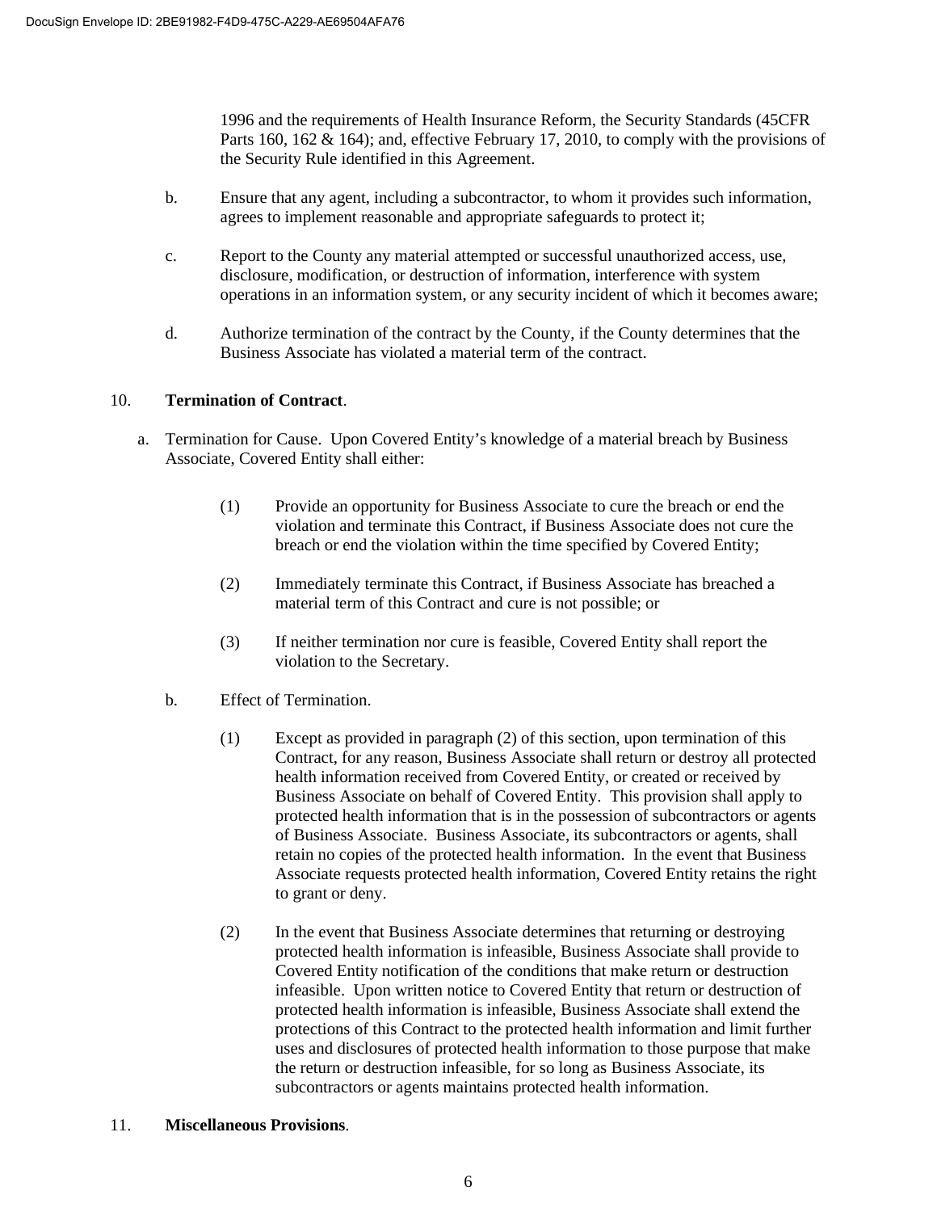1996 and the requirements of Health Insurance Reform, the Security Standards (45CFR Parts 160, 162 & 164); and, effective February 17, 2010, to comply with the provisions of the Security Rule identified in this Agreement.

b. Ensure that any agent, including a subcontractor, to whom it provides such information, agrees to implement reasonable and appropriate safeguards to protect it;

c. Report to the County any material attempted or successful unauthorized access, use, disclosure, modification, or destruction of information, interference with system operations in an information system, or any security incident of which it becomes aware;

d. Authorize termination of the contract by the County, if the County determines that the Business Associate has violated a material term of the contract.

10. **Termination of Contract**.

a. Termination for Cause. Upon Covered Entity's knowledge of a material breach by Business Associate, Covered Entity shall either:

(1) Provide an opportunity for Business Associate to cure the breach or end the violation and terminate this Contract, if Business Associate does not cure the breach or end the violation within the time specified by Covered Entity;

(2) Immediately terminate this Contract, if Business Associate has breached a material term of this Contract and cure is not possible; or

(3) If neither termination nor cure is feasible, Covered Entity shall report the violation to the Secretary.

b. Effect of Termination.

(1) Except as provided in paragraph (2) of this section, upon termination of this Contract, for any reason, Business Associate shall return or destroy all protected health information received from Covered Entity, or created or received by Business Associate on behalf of Covered Entity. This provision shall apply to protected health information that is in the possession of subcontractors or agents of Business Associate. Business Associate, its subcontractors or agents, shall retain no copies of the protected health information. In the event that Business Associate requests protected health information, Covered Entity retains the right to grant or deny.

(2) In the event that Business Associate determines that returning or destroying protected health information is infeasible, Business Associate shall provide to Covered Entity notification of the conditions that make return or destruction infeasible. Upon written notice to Covered Entity that return or destruction of protected health information is infeasible, Business Associate shall extend the protections of this Contract to the protected health information and limit further uses and disclosures of protected health information to those purpose that make the return or destruction infeasible, for so long as Business Associate, its subcontractors or agents maintains protected health information.

11. **Miscellaneous Provisions**.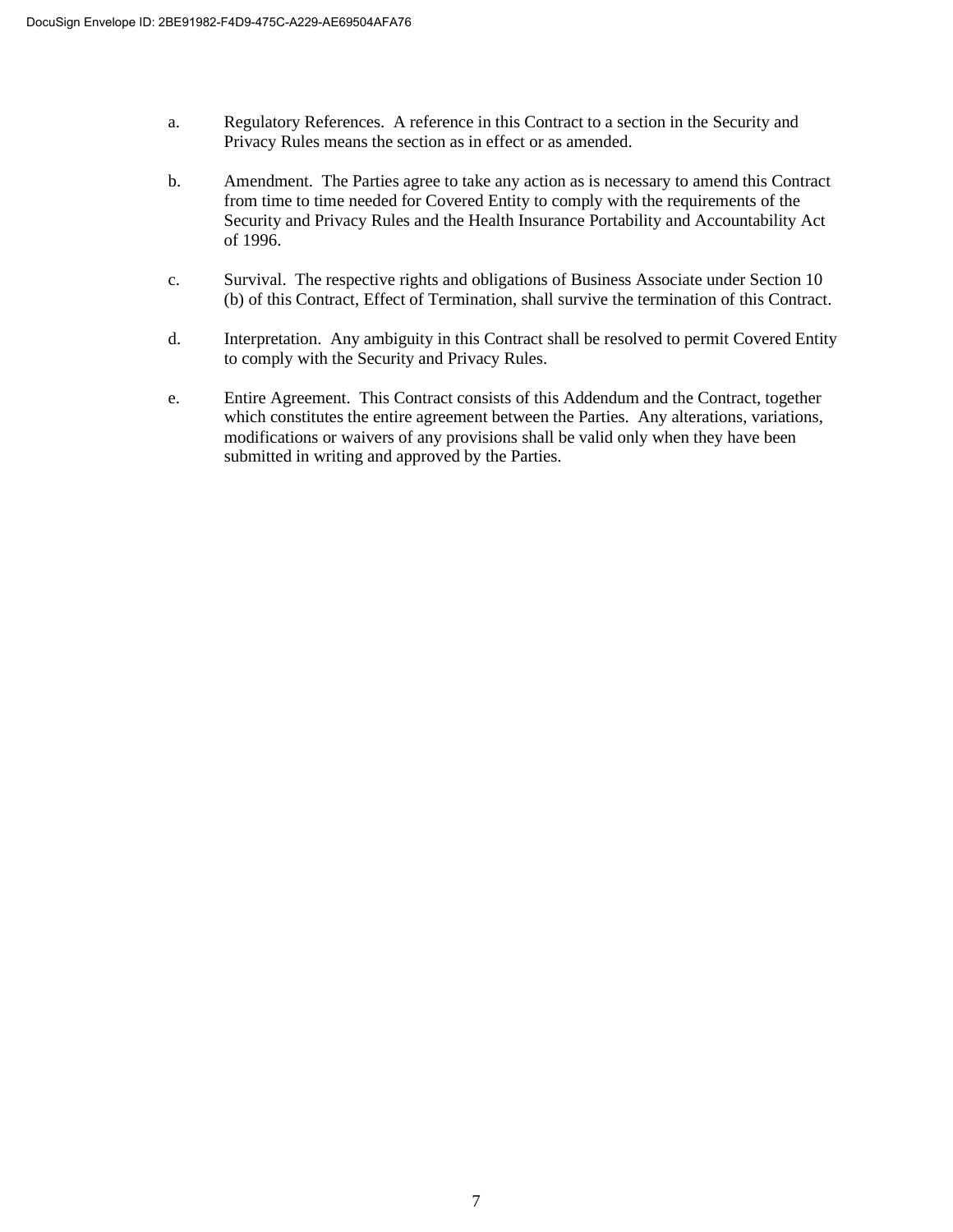a. Regulatory References. A reference in this Contract to a section in the Security and Privacy Rules means the section as in effect or as amended.

b. Amendment. The Parties agree to take any action as is necessary to amend this Contract from time to time needed for Covered Entity to comply with the requirements of the Security and Privacy Rules and the Health Insurance Portability and Accountability Act of 1996.

c. Survival. The respective rights and obligations of Business Associate under Section 10 (b) of this Contract, Effect of Termination, shall survive the termination of this Contract.

d. Interpretation. Any ambiguity in this Contract shall be resolved to permit Covered Entity to comply with the Security and Privacy Rules.

e. Entire Agreement. This Contract consists of this Addendum and the Contract, together which constitutes the entire agreement between the Parties. Any alterations, variations, modifications or waivers of any provisions shall be valid only when they have been submitted in writing and approved by the Parties.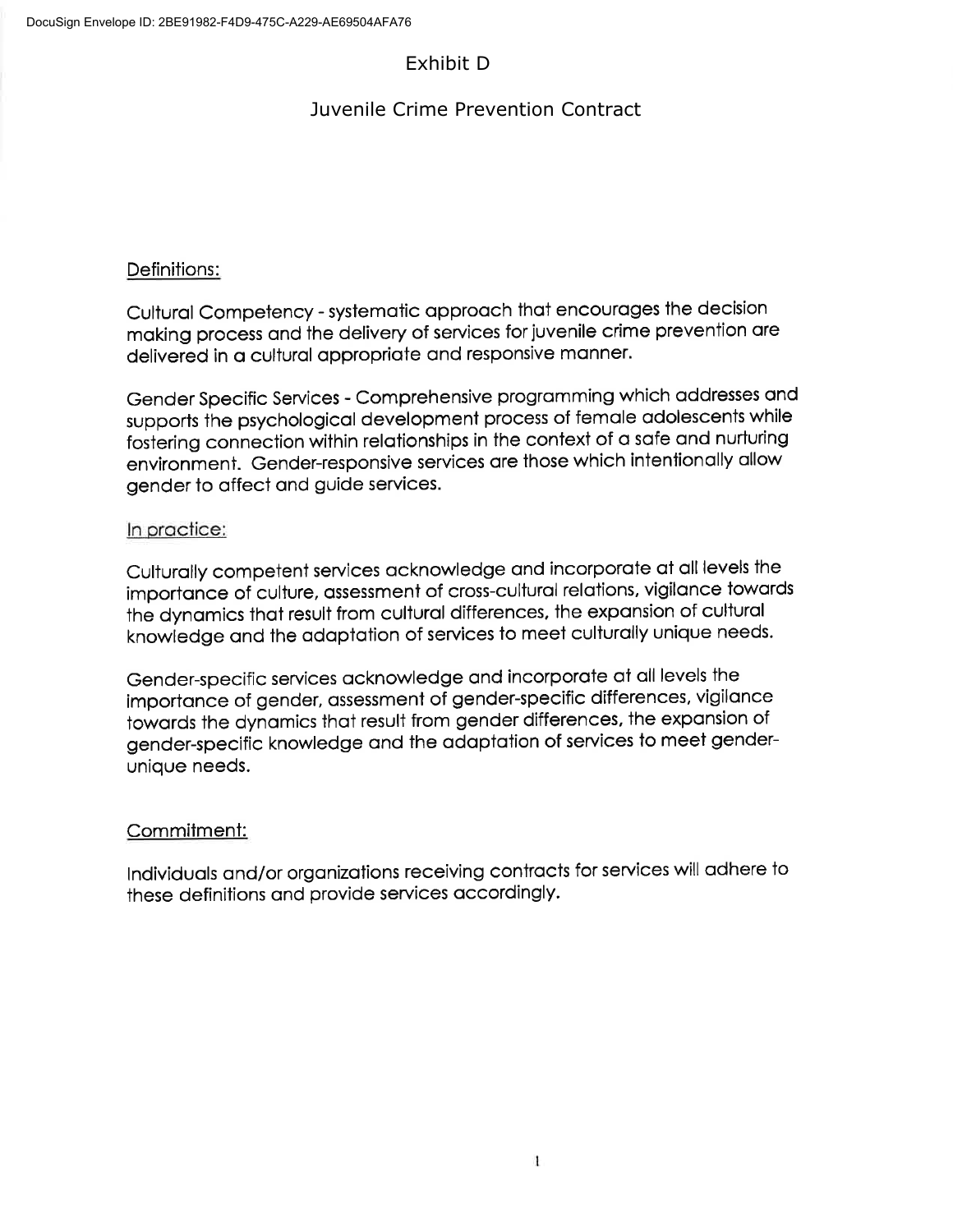# Exhibit D

## Juvenile Crime Prevention Contract

Definitions:

Cultural Competency - systematic approach that encourages the decision making process and the delivery of services for juvenile crime prevention are delivered in a cultural appropriate and responsive manner.

Gender Specific Services - Comprehensive programming which addresses and supports the psychological development process of female adolescents while fostering connection within relationships in the context of a safe and nurturing environment. Gender-responsive services are those which intentionally allow gender to affect and guide services.

In practice:

Culturally competent services acknowledge and incorporate at all levels the importance of culture, assessment of cross-cultural relations, vigilance towards the dynamics that result from cultural differences, the expansion of cultural knowledge and the adaptation of services to meet culturally unique needs.

Gender-specific services acknowledge and incorporate at all levels the importance of gender, assessment of gender-specific differences, vigilance towards the dynamics that result from gender differences, the expansion of gender-specific knowledge and the adaptation of services to meet gender-unique needs.

Commitment:

Individuals and/or organizations receiving contracts for services will adhere to these definitions and provide services accordingly.